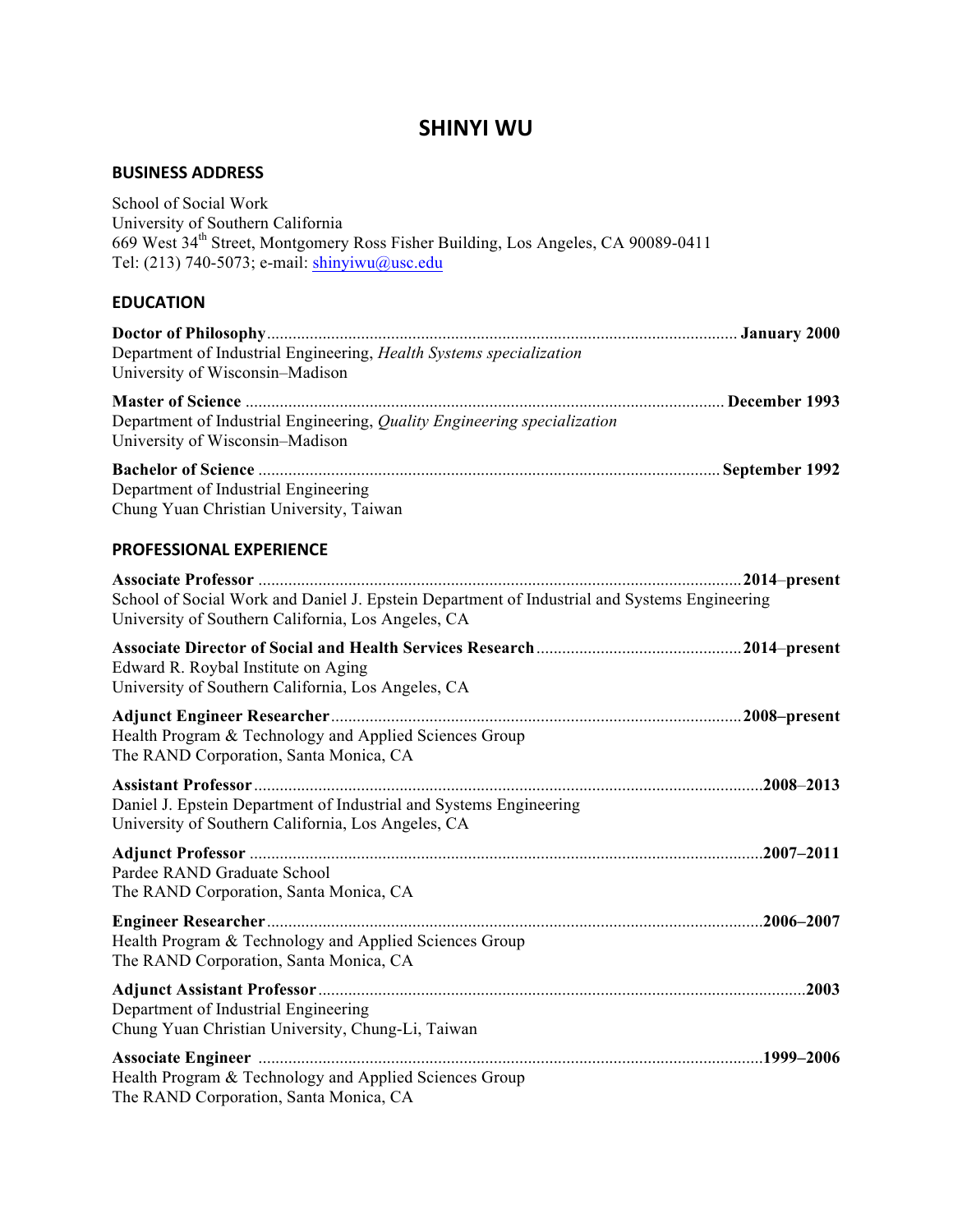# SHINYI WU

## BUSINESS ADDRESS

School of Social Work
University of Southern California
669 West 34th Street, Montgomery Ross Fisher Building, Los Angeles, CA 90089-0411
Tel: (213) 740-5073; e-mail: shinyiwu@usc.edu

## EDUCATION

**Doctor of Philosophy** ............ **January 2000**
Department of Industrial Engineering, *Health Systems specialization*
University of Wisconsin–Madison

**Master of Science** ............ **December 1993**
Department of Industrial Engineering, *Quality Engineering specialization*
University of Wisconsin–Madison

**Bachelor of Science** ............ **September 1992**
Department of Industrial Engineering
Chung Yuan Christian University, Taiwan

## PROFESSIONAL EXPERIENCE

**Associate Professor** ............ **2014–present**
School of Social Work and Daniel J. Epstein Department of Industrial and Systems Engineering
University of Southern California, Los Angeles, CA

**Associate Director of Social and Health Services Research** ............ **2014–present**
Edward R. Roybal Institute on Aging
University of Southern California, Los Angeles, CA

**Adjunct Engineer Researcher** ............ **2008–present**
Health Program & Technology and Applied Sciences Group
The RAND Corporation, Santa Monica, CA

**Assistant Professor** ............ **2008–2013**
Daniel J. Epstein Department of Industrial and Systems Engineering
University of Southern California, Los Angeles, CA

**Adjunct Professor** ............ **2007–2011**
Pardee RAND Graduate School
The RAND Corporation, Santa Monica, CA

**Engineer Researcher** ............ **2006–2007**
Health Program & Technology and Applied Sciences Group
The RAND Corporation, Santa Monica, CA

**Adjunct Assistant Professor** ............ **2003**
Department of Industrial Engineering
Chung Yuan Christian University, Chung-Li, Taiwan

**Associate Engineer** ............ **1999–2006**
Health Program & Technology and Applied Sciences Group
The RAND Corporation, Santa Monica, CA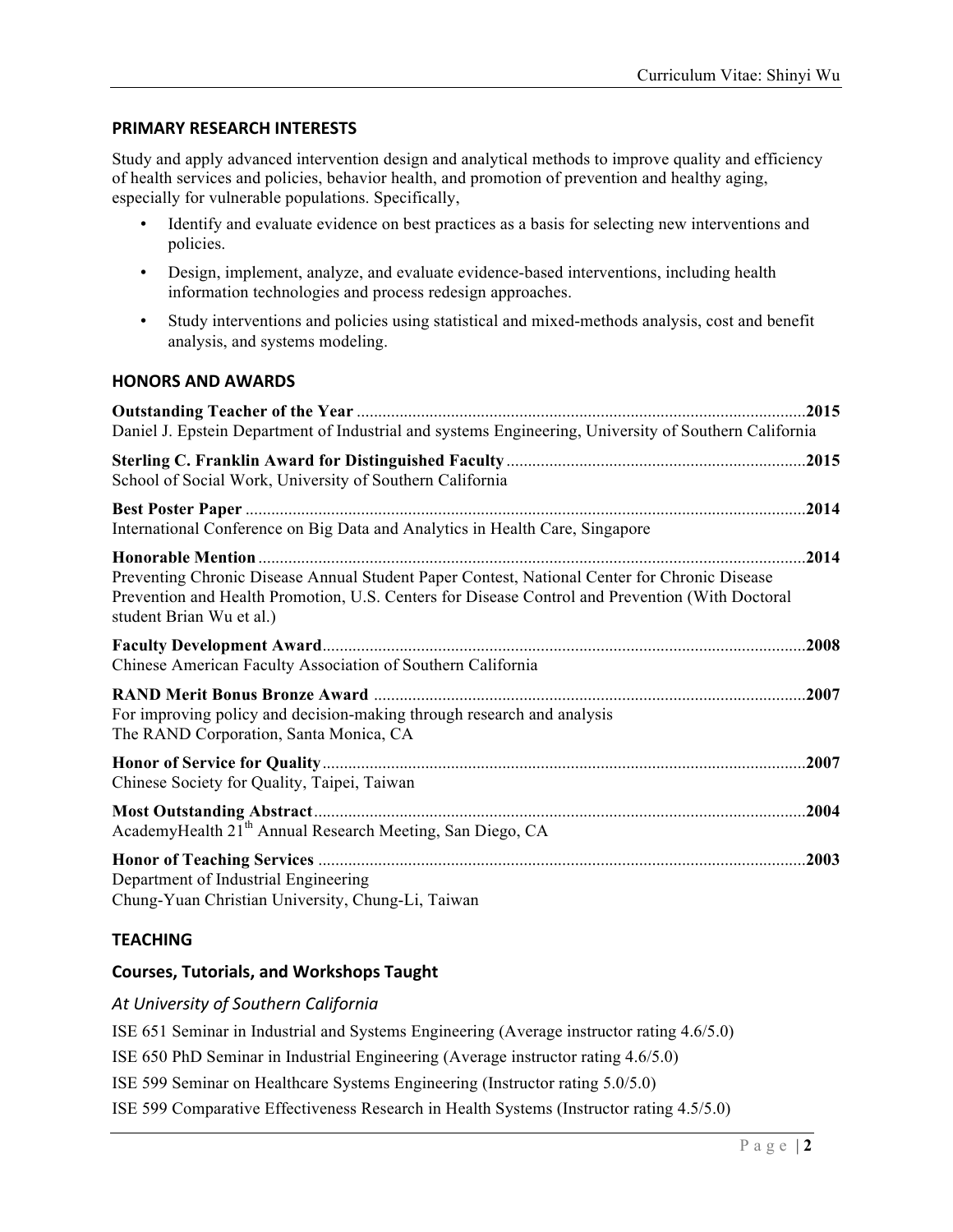## PRIMARY RESEARCH INTERESTS

Study and apply advanced intervention design and analytical methods to improve quality and efficiency of health services and policies, behavior health, and promotion of prevention and healthy aging, especially for vulnerable populations. Specifically,

- Identify and evaluate evidence on best practices as a basis for selecting new interventions and policies.
- Design, implement, analyze, and evaluate evidence-based interventions, including health information technologies and process redesign approaches.
- Study interventions and policies using statistical and mixed-methods analysis, cost and benefit analysis, and systems modeling.

## HONORS AND AWARDS

**Outstanding Teacher of the Year** ........................................ **2015**
Daniel J. Epstein Department of Industrial and systems Engineering, University of Southern California

**Sterling C. Franklin Award for Distinguished Faculty** ........................................ **2015**
School of Social Work, University of Southern California

**Best Poster Paper** ........................................ **2014**
International Conference on Big Data and Analytics in Health Care, Singapore

**Honorable Mention** ........................................ **2014**
Preventing Chronic Disease Annual Student Paper Contest, National Center for Chronic Disease Prevention and Health Promotion, U.S. Centers for Disease Control and Prevention (With Doctoral student Brian Wu et al.)

**Faculty Development Award** ........................................ **2008**
Chinese American Faculty Association of Southern California

**RAND Merit Bonus Bronze Award** ........................................ **2007**
For improving policy and decision-making through research and analysis
The RAND Corporation, Santa Monica, CA

**Honor of Service for Quality** ........................................ **2007**
Chinese Society for Quality, Taipei, Taiwan

**Most Outstanding Abstract** ........................................ **2004**
AcademyHealth 21th Annual Research Meeting, San Diego, CA

**Honor of Teaching Services** ........................................ **2003**
Department of Industrial Engineering
Chung-Yuan Christian University, Chung-Li, Taiwan

## TEACHING

### Courses, Tutorials, and Workshops Taught

*At University of Southern California*

ISE 651 Seminar in Industrial and Systems Engineering (Average instructor rating 4.6/5.0)

ISE 650 PhD Seminar in Industrial Engineering (Average instructor rating 4.6/5.0)

ISE 599 Seminar on Healthcare Systems Engineering (Instructor rating 5.0/5.0)

ISE 599 Comparative Effectiveness Research in Health Systems (Instructor rating 4.5/5.0)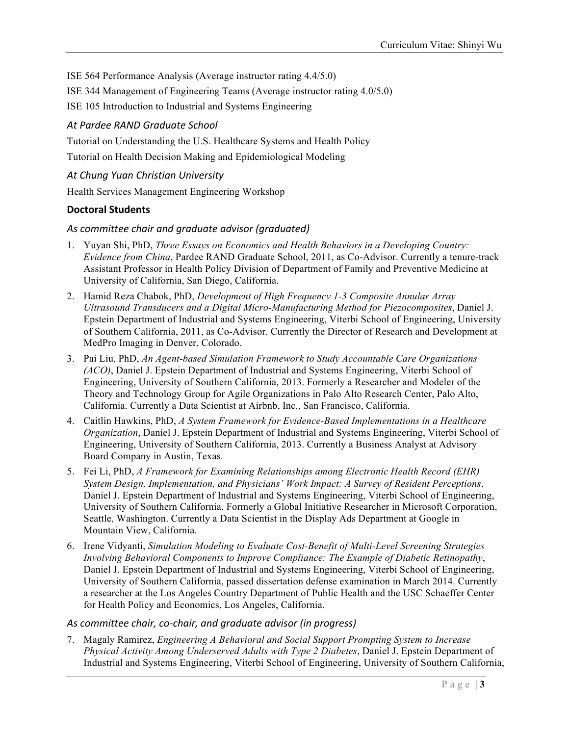ISE 564 Performance Analysis (Average instructor rating 4.4/5.0)

ISE 344 Management of Engineering Teams (Average instructor rating 4.0/5.0)

ISE 105 Introduction to Industrial and Systems Engineering

### *At Pardee RAND Graduate School*

Tutorial on Understanding the U.S. Healthcare Systems and Health Policy

Tutorial on Health Decision Making and Epidemiological Modeling

### *At Chung Yuan Christian University*

Health Services Management Engineering Workshop

## **Doctoral Students**

### *As committee chair and graduate advisor (graduated)*

1. Yuyan Shi, PhD, *Three Essays on Economics and Health Behaviors in a Developing Country: Evidence from China*, Pardee RAND Graduate School, 2011, as Co-Advisor. Currently a tenure-track Assistant Professor in Health Policy Division of Department of Family and Preventive Medicine at University of California, San Diego, California.
2. Hamid Reza Chabok, PhD, *Development of High Frequency 1-3 Composite Annular Array Ultrasound Transducers and a Digital Micro-Manufacturing Method for Piezocomposites*, Daniel J. Epstein Department of Industrial and Systems Engineering, Viterbi School of Engineering, University of Southern California, 2011, as Co-Advisor. Currently the Director of Research and Development at MedPro Imaging in Denver, Colorado.
3. Pai Liu, PhD, *An Agent-based Simulation Framework to Study Accountable Care Organizations (ACO)*, Daniel J. Epstein Department of Industrial and Systems Engineering, Viterbi School of Engineering, University of Southern California, 2013. Formerly a Researcher and Modeler of the Theory and Technology Group for Agile Organizations in Palo Alto Research Center, Palo Alto, California. Currently a Data Scientist at Airbnb, Inc., San Francisco, California.
4. Caitlin Hawkins, PhD, *A System Framework for Evidence-Based Implementations in a Healthcare Organization*, Daniel J. Epstein Department of Industrial and Systems Engineering, Viterbi School of Engineering, University of Southern California, 2013. Currently a Business Analyst at Advisory Board Company in Austin, Texas.
5. Fei Li, PhD, *A Framework for Examining Relationships among Electronic Health Record (EHR) System Design, Implementation, and Physicians' Work Impact: A Survey of Resident Perceptions*, Daniel J. Epstein Department of Industrial and Systems Engineering, Viterbi School of Engineering, University of Southern California. Formerly a Global Initiative Researcher in Microsoft Corporation, Seattle, Washington. Currently a Data Scientist in the Display Ads Department at Google in Mountain View, California.
6. Irene Vidyanti, *Simulation Modeling to Evaluate Cost-Benefit of Multi-Level Screening Strategies Involving Behavioral Components to Improve Compliance: The Example of Diabetic Retinopathy*, Daniel J. Epstein Department of Industrial and Systems Engineering, Viterbi School of Engineering, University of Southern California, passed dissertation defense examination in March 2014. Currently a researcher at the Los Angeles Country Department of Public Health and the USC Schaeffer Center for Health Policy and Economics, Los Angeles, California.

### *As committee chair, co-chair, and graduate advisor (in progress)*

7. Magaly Ramirez, *Engineering A Behavioral and Social Support Prompting System to Increase Physical Activity Among Underserved Adults with Type 2 Diabetes*, Daniel J. Epstein Department of Industrial and Systems Engineering, Viterbi School of Engineering, University of Southern California,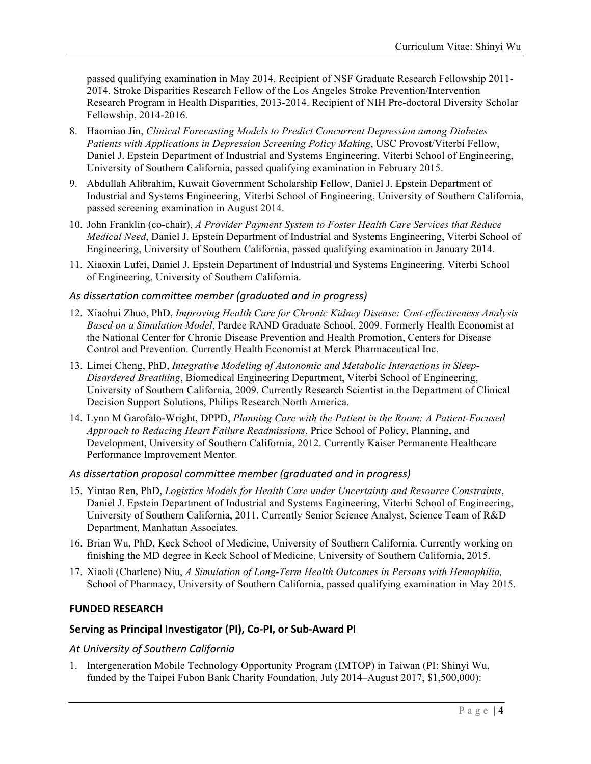passed qualifying examination in May 2014. Recipient of NSF Graduate Research Fellowship 2011-2014. Stroke Disparities Research Fellow of the Los Angeles Stroke Prevention/Intervention Research Program in Health Disparities, 2013-2014. Recipient of NIH Pre-doctoral Diversity Scholar Fellowship, 2014-2016.

8. Haomiao Jin, *Clinical Forecasting Models to Predict Concurrent Depression among Diabetes Patients with Applications in Depression Screening Policy Making*, USC Provost/Viterbi Fellow, Daniel J. Epstein Department of Industrial and Systems Engineering, Viterbi School of Engineering, University of Southern California, passed qualifying examination in February 2015.
9. Abdullah Alibrahim, Kuwait Government Scholarship Fellow, Daniel J. Epstein Department of Industrial and Systems Engineering, Viterbi School of Engineering, University of Southern California, passed screening examination in August 2014.
10. John Franklin (co-chair), *A Provider Payment System to Foster Health Care Services that Reduce Medical Need*, Daniel J. Epstein Department of Industrial and Systems Engineering, Viterbi School of Engineering, University of Southern California, passed qualifying examination in January 2014.
11. Xiaoxin Lufei, Daniel J. Epstein Department of Industrial and Systems Engineering, Viterbi School of Engineering, University of Southern California.

*As dissertation committee member (graduated and in progress)*

12. Xiaohui Zhuo, PhD, *Improving Health Care for Chronic Kidney Disease: Cost-effectiveness Analysis Based on a Simulation Model*, Pardee RAND Graduate School, 2009. Formerly Health Economist at the National Center for Chronic Disease Prevention and Health Promotion, Centers for Disease Control and Prevention. Currently Health Economist at Merck Pharmaceutical Inc.
13. Limei Cheng, PhD, *Integrative Modeling of Autonomic and Metabolic Interactions in Sleep-Disordered Breathing*, Biomedical Engineering Department, Viterbi School of Engineering, University of Southern California, 2009. Currently Research Scientist in the Department of Clinical Decision Support Solutions, Philips Research North America.
14. Lynn M Garofalo-Wright, DPPD, *Planning Care with the Patient in the Room: A Patient-Focused Approach to Reducing Heart Failure Readmissions*, Price School of Policy, Planning, and Development, University of Southern California, 2012. Currently Kaiser Permanente Healthcare Performance Improvement Mentor.

*As dissertation proposal committee member (graduated and in progress)*

15. Yintao Ren, PhD, *Logistics Models for Health Care under Uncertainty and Resource Constraints*, Daniel J. Epstein Department of Industrial and Systems Engineering, Viterbi School of Engineering, University of Southern California, 2011. Currently Senior Science Analyst, Science Team of R&D Department, Manhattan Associates.
16. Brian Wu, PhD, Keck School of Medicine, University of Southern California. Currently working on finishing the MD degree in Keck School of Medicine, University of Southern California, 2015.
17. Xiaoli (Charlene) Niu, *A Simulation of Long-Term Health Outcomes in Persons with Hemophilia,* School of Pharmacy, University of Southern California, passed qualifying examination in May 2015.

## FUNDED RESEARCH

### Serving as Principal Investigator (PI), Co-PI, or Sub-Award PI

*At University of Southern California*

1. Intergeneration Mobile Technology Opportunity Program (IMTOP) in Taiwan (PI: Shinyi Wu, funded by the Taipei Fubon Bank Charity Foundation, July 2014–August 2017, $1,500,000):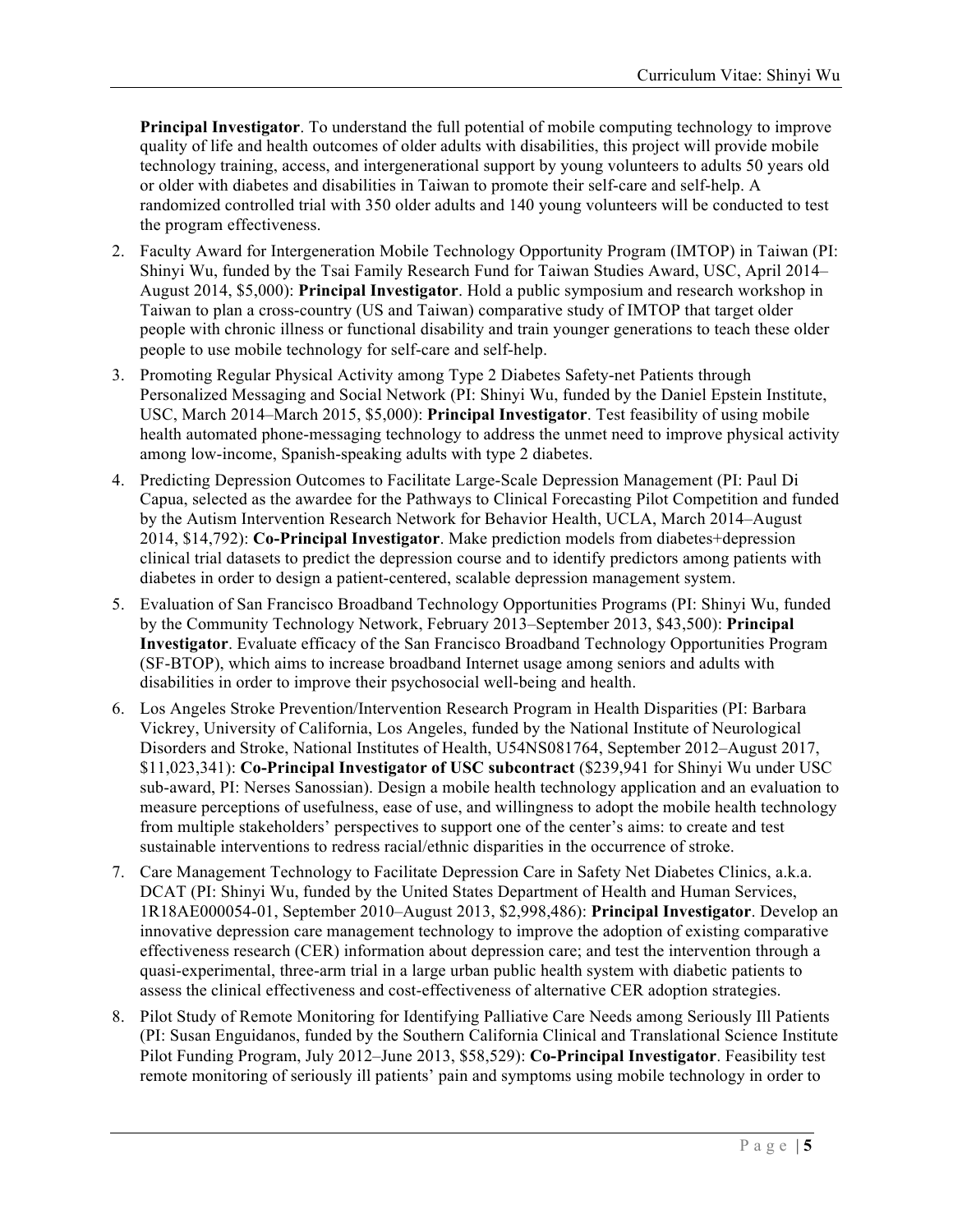**Principal Investigator**. To understand the full potential of mobile computing technology to improve quality of life and health outcomes of older adults with disabilities, this project will provide mobile technology training, access, and intergenerational support by young volunteers to adults 50 years old or older with diabetes and disabilities in Taiwan to promote their self-care and self-help. A randomized controlled trial with 350 older adults and 140 young volunteers will be conducted to test the program effectiveness.

2. Faculty Award for Intergeneration Mobile Technology Opportunity Program (IMTOP) in Taiwan (PI: Shinyi Wu, funded by the Tsai Family Research Fund for Taiwan Studies Award, USC, April 2014–August 2014, $5,000): **Principal Investigator**. Hold a public symposium and research workshop in Taiwan to plan a cross-country (US and Taiwan) comparative study of IMTOP that target older people with chronic illness or functional disability and train younger generations to teach these older people to use mobile technology for self-care and self-help.
3. Promoting Regular Physical Activity among Type 2 Diabetes Safety-net Patients through Personalized Messaging and Social Network (PI: Shinyi Wu, funded by the Daniel Epstein Institute, USC, March 2014–March 2015, $5,000): **Principal Investigator**. Test feasibility of using mobile health automated phone-messaging technology to address the unmet need to improve physical activity among low-income, Spanish-speaking adults with type 2 diabetes.
4. Predicting Depression Outcomes to Facilitate Large-Scale Depression Management (PI: Paul Di Capua, selected as the awardee for the Pathways to Clinical Forecasting Pilot Competition and funded by the Autism Intervention Research Network for Behavior Health, UCLA, March 2014–August 2014, $14,792): **Co-Principal Investigator**. Make prediction models from diabetes+depression clinical trial datasets to predict the depression course and to identify predictors among patients with diabetes in order to design a patient-centered, scalable depression management system.
5. Evaluation of San Francisco Broadband Technology Opportunities Programs (PI: Shinyi Wu, funded by the Community Technology Network, February 2013–September 2013, $43,500): **Principal Investigator**. Evaluate efficacy of the San Francisco Broadband Technology Opportunities Program (SF-BTOP), which aims to increase broadband Internet usage among seniors and adults with disabilities in order to improve their psychosocial well-being and health.
6. Los Angeles Stroke Prevention/Intervention Research Program in Health Disparities (PI: Barbara Vickrey, University of California, Los Angeles, funded by the National Institute of Neurological Disorders and Stroke, National Institutes of Health, U54NS081764, September 2012–August 2017, $11,023,341): **Co-Principal Investigator of USC subcontract** ($239,941 for Shinyi Wu under USC sub-award, PI: Nerses Sanossian). Design a mobile health technology application and an evaluation to measure perceptions of usefulness, ease of use, and willingness to adopt the mobile health technology from multiple stakeholders' perspectives to support one of the center's aims: to create and test sustainable interventions to redress racial/ethnic disparities in the occurrence of stroke.
7. Care Management Technology to Facilitate Depression Care in Safety Net Diabetes Clinics, a.k.a. DCAT (PI: Shinyi Wu, funded by the United States Department of Health and Human Services, 1R18AE000054-01, September 2010–August 2013, $2,998,486): **Principal Investigator**. Develop an innovative depression care management technology to improve the adoption of existing comparative effectiveness research (CER) information about depression care; and test the intervention through a quasi-experimental, three-arm trial in a large urban public health system with diabetic patients to assess the clinical effectiveness and cost-effectiveness of alternative CER adoption strategies.
8. Pilot Study of Remote Monitoring for Identifying Palliative Care Needs among Seriously Ill Patients (PI: Susan Enguidanos, funded by the Southern California Clinical and Translational Science Institute Pilot Funding Program, July 2012–June 2013, $58,529): **Co-Principal Investigator**. Feasibility test remote monitoring of seriously ill patients' pain and symptoms using mobile technology in order to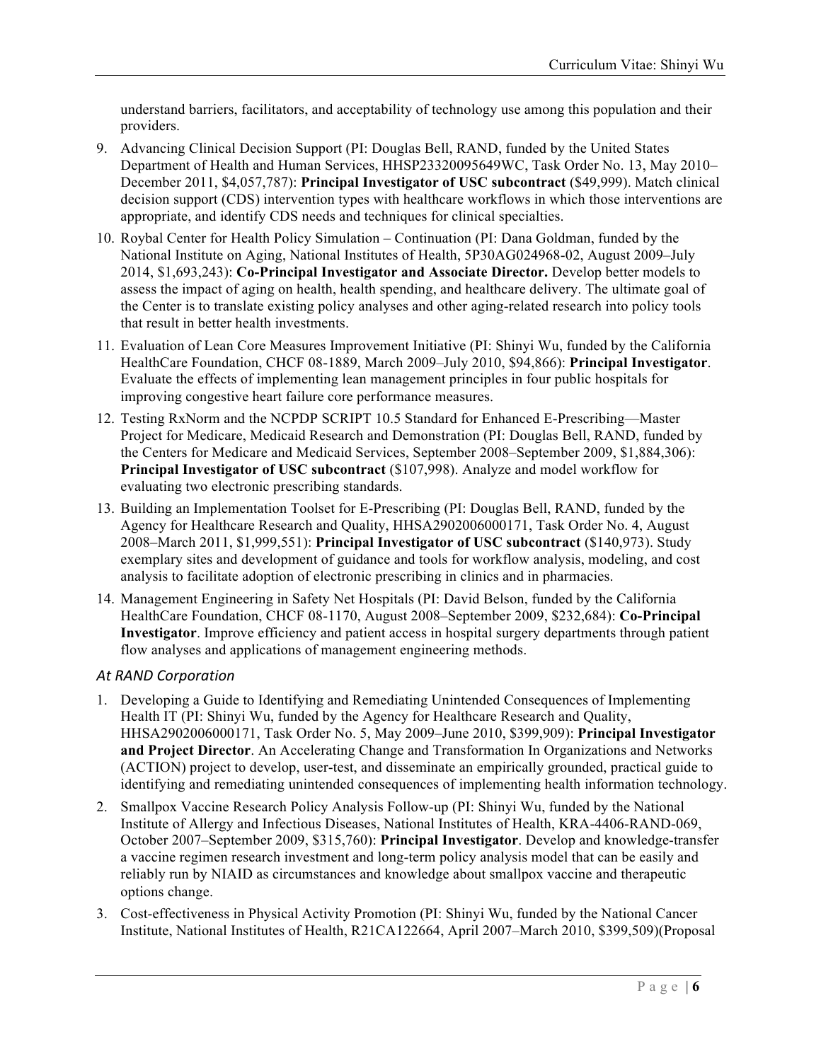understand barriers, facilitators, and acceptability of technology use among this population and their providers.

9. Advancing Clinical Decision Support (PI: Douglas Bell, RAND, funded by the United States Department of Health and Human Services, HHSP23320095649WC, Task Order No. 13, May 2010–December 2011, $4,057,787): **Principal Investigator of USC subcontract** ($49,999). Match clinical decision support (CDS) intervention types with healthcare workflows in which those interventions are appropriate, and identify CDS needs and techniques for clinical specialties.
10. Roybal Center for Health Policy Simulation – Continuation (PI: Dana Goldman, funded by the National Institute on Aging, National Institutes of Health, 5P30AG024968-02, August 2009–July 2014, $1,693,243): **Co-Principal Investigator and Associate Director.** Develop better models to assess the impact of aging on health, health spending, and healthcare delivery. The ultimate goal of the Center is to translate existing policy analyses and other aging-related research into policy tools that result in better health investments.
11. Evaluation of Lean Core Measures Improvement Initiative (PI: Shinyi Wu, funded by the California HealthCare Foundation, CHCF 08-1889, March 2009–July 2010, $94,866): **Principal Investigator**. Evaluate the effects of implementing lean management principles in four public hospitals for improving congestive heart failure core performance measures.
12. Testing RxNorm and the NCPDP SCRIPT 10.5 Standard for Enhanced E-Prescribing—Master Project for Medicare, Medicaid Research and Demonstration (PI: Douglas Bell, RAND, funded by the Centers for Medicare and Medicaid Services, September 2008–September 2009, $1,884,306): **Principal Investigator of USC subcontract** ($107,998). Analyze and model workflow for evaluating two electronic prescribing standards.
13. Building an Implementation Toolset for E-Prescribing (PI: Douglas Bell, RAND, funded by the Agency for Healthcare Research and Quality, HHSA2902006000171, Task Order No. 4, August 2008–March 2011, $1,999,551): **Principal Investigator of USC subcontract** ($140,973). Study exemplary sites and development of guidance and tools for workflow analysis, modeling, and cost analysis to facilitate adoption of electronic prescribing in clinics and in pharmacies.
14. Management Engineering in Safety Net Hospitals (PI: David Belson, funded by the California HealthCare Foundation, CHCF 08-1170, August 2008–September 2009, $232,684): **Co-Principal Investigator**. Improve efficiency and patient access in hospital surgery departments through patient flow analyses and applications of management engineering methods.

### *At RAND Corporation*

1. Developing a Guide to Identifying and Remediating Unintended Consequences of Implementing Health IT (PI: Shinyi Wu, funded by the Agency for Healthcare Research and Quality, HHSA2902006000171, Task Order No. 5, May 2009–June 2010, $399,909): **Principal Investigator and Project Director**. An Accelerating Change and Transformation In Organizations and Networks (ACTION) project to develop, user-test, and disseminate an empirically grounded, practical guide to identifying and remediating unintended consequences of implementing health information technology.
2. Smallpox Vaccine Research Policy Analysis Follow-up (PI: Shinyi Wu, funded by the National Institute of Allergy and Infectious Diseases, National Institutes of Health, KRA-4406-RAND-069, October 2007–September 2009, $315,760): **Principal Investigator**. Develop and knowledge-transfer a vaccine regimen research investment and long-term policy analysis model that can be easily and reliably run by NIAID as circumstances and knowledge about smallpox vaccine and therapeutic options change.
3. Cost-effectiveness in Physical Activity Promotion (PI: Shinyi Wu, funded by the National Cancer Institute, National Institutes of Health, R21CA122664, April 2007–March 2010, $399,509)(Proposal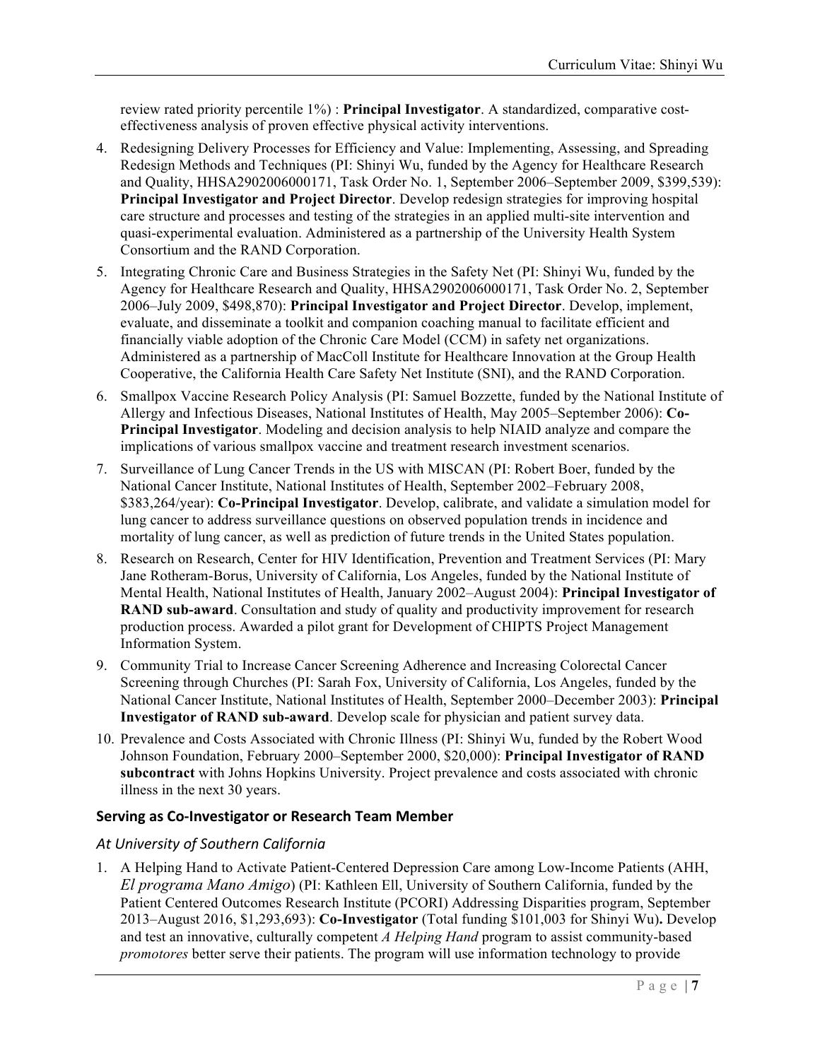review rated priority percentile 1%) : **Principal Investigator**. A standardized, comparative cost-effectiveness analysis of proven effective physical activity interventions.

4. Redesigning Delivery Processes for Efficiency and Value: Implementing, Assessing, and Spreading Redesign Methods and Techniques (PI: Shinyi Wu, funded by the Agency for Healthcare Research and Quality, HHSA2902006000171, Task Order No. 1, September 2006–September 2009, $399,539): **Principal Investigator and Project Director**. Develop redesign strategies for improving hospital care structure and processes and testing of the strategies in an applied multi-site intervention and quasi-experimental evaluation. Administered as a partnership of the University Health System Consortium and the RAND Corporation.
5. Integrating Chronic Care and Business Strategies in the Safety Net (PI: Shinyi Wu, funded by the Agency for Healthcare Research and Quality, HHSA2902006000171, Task Order No. 2, September 2006–July 2009, $498,870): **Principal Investigator and Project Director**. Develop, implement, evaluate, and disseminate a toolkit and companion coaching manual to facilitate efficient and financially viable adoption of the Chronic Care Model (CCM) in safety net organizations. Administered as a partnership of MacColl Institute for Healthcare Innovation at the Group Health Cooperative, the California Health Care Safety Net Institute (SNI), and the RAND Corporation.
6. Smallpox Vaccine Research Policy Analysis (PI: Samuel Bozzette, funded by the National Institute of Allergy and Infectious Diseases, National Institutes of Health, May 2005–September 2006): **Co-Principal Investigator**. Modeling and decision analysis to help NIAID analyze and compare the implications of various smallpox vaccine and treatment research investment scenarios.
7. Surveillance of Lung Cancer Trends in the US with MISCAN (PI: Robert Boer, funded by the National Cancer Institute, National Institutes of Health, September 2002–February 2008, $383,264/year): **Co-Principal Investigator**. Develop, calibrate, and validate a simulation model for lung cancer to address surveillance questions on observed population trends in incidence and mortality of lung cancer, as well as prediction of future trends in the United States population.
8. Research on Research, Center for HIV Identification, Prevention and Treatment Services (PI: Mary Jane Rotheram-Borus, University of California, Los Angeles, funded by the National Institute of Mental Health, National Institutes of Health, January 2002–August 2004): **Principal Investigator of RAND sub-award**. Consultation and study of quality and productivity improvement for research production process. Awarded a pilot grant for Development of CHIPTS Project Management Information System.
9. Community Trial to Increase Cancer Screening Adherence and Increasing Colorectal Cancer Screening through Churches (PI: Sarah Fox, University of California, Los Angeles, funded by the National Cancer Institute, National Institutes of Health, September 2000–December 2003): **Principal Investigator of RAND sub-award**. Develop scale for physician and patient survey data.
10. Prevalence and Costs Associated with Chronic Illness (PI: Shinyi Wu, funded by the Robert Wood Johnson Foundation, February 2000–September 2000, $20,000): **Principal Investigator of RAND subcontract** with Johns Hopkins University. Project prevalence and costs associated with chronic illness in the next 30 years.

### Serving as Co-Investigator or Research Team Member

#### *At University of Southern California*

1. A Helping Hand to Activate Patient-Centered Depression Care among Low-Income Patients (AHH, *El programa Mano Amigo*) (PI: Kathleen Ell, University of Southern California, funded by the Patient Centered Outcomes Research Institute (PCORI) Addressing Disparities program, September 2013–August 2016, $1,293,693): **Co-Investigator** (Total funding $101,003 for Shinyi Wu)**.** Develop and test an innovative, culturally competent *A Helping Hand* program to assist community-based *promotores* better serve their patients. The program will use information technology to provide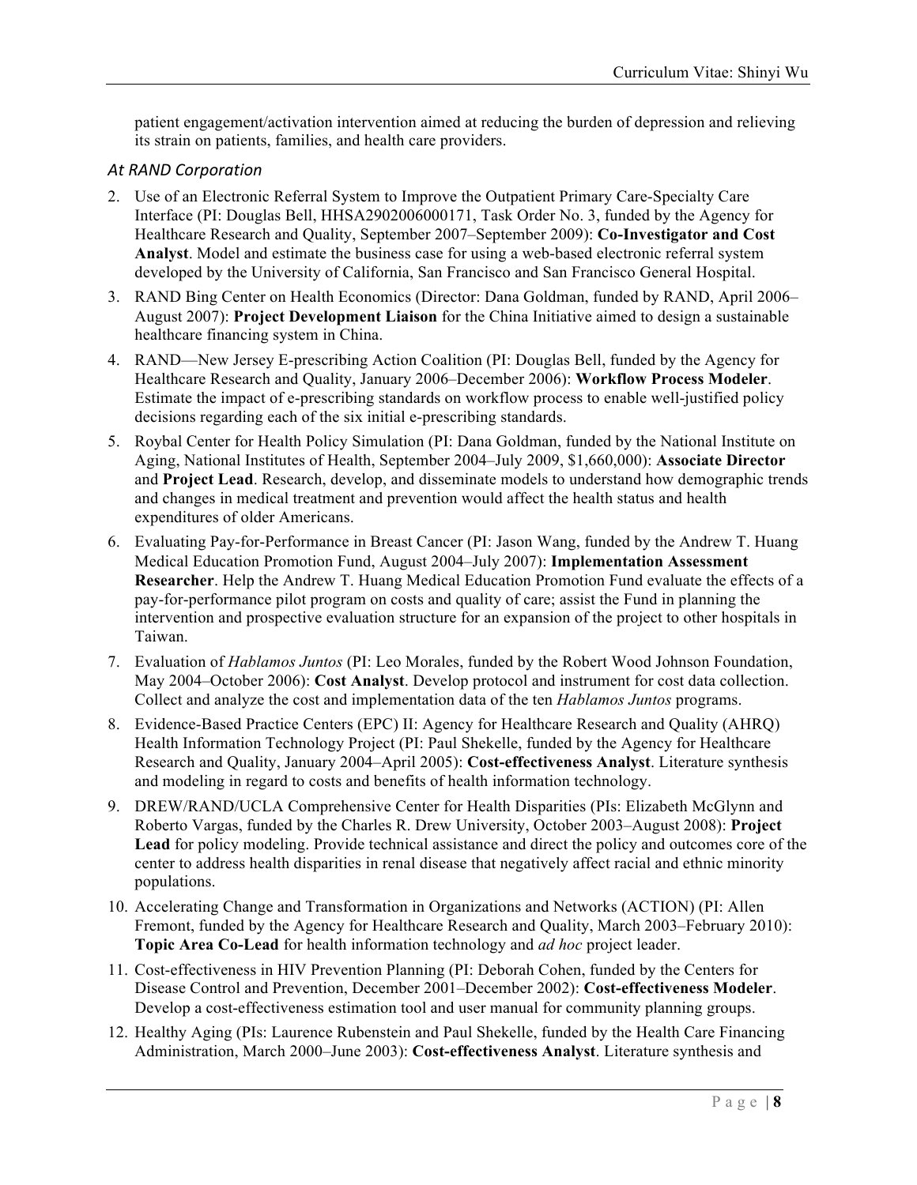patient engagement/activation intervention aimed at reducing the burden of depression and relieving its strain on patients, families, and health care providers.

*At RAND Corporation*

2. Use of an Electronic Referral System to Improve the Outpatient Primary Care-Specialty Care Interface (PI: Douglas Bell, HHSA2902006000171, Task Order No. 3, funded by the Agency for Healthcare Research and Quality, September 2007–September 2009): **Co-Investigator and Cost Analyst**. Model and estimate the business case for using a web-based electronic referral system developed by the University of California, San Francisco and San Francisco General Hospital.
3. RAND Bing Center on Health Economics (Director: Dana Goldman, funded by RAND, April 2006–August 2007): **Project Development Liaison** for the China Initiative aimed to design a sustainable healthcare financing system in China.
4. RAND—New Jersey E-prescribing Action Coalition (PI: Douglas Bell, funded by the Agency for Healthcare Research and Quality, January 2006–December 2006): **Workflow Process Modeler**. Estimate the impact of e-prescribing standards on workflow process to enable well-justified policy decisions regarding each of the six initial e-prescribing standards.
5. Roybal Center for Health Policy Simulation (PI: Dana Goldman, funded by the National Institute on Aging, National Institutes of Health, September 2004–July 2009, $1,660,000): **Associate Director** and **Project Lead**. Research, develop, and disseminate models to understand how demographic trends and changes in medical treatment and prevention would affect the health status and health expenditures of older Americans.
6. Evaluating Pay-for-Performance in Breast Cancer (PI: Jason Wang, funded by the Andrew T. Huang Medical Education Promotion Fund, August 2004–July 2007): **Implementation Assessment Researcher**. Help the Andrew T. Huang Medical Education Promotion Fund evaluate the effects of a pay-for-performance pilot program on costs and quality of care; assist the Fund in planning the intervention and prospective evaluation structure for an expansion of the project to other hospitals in Taiwan.
7. Evaluation of *Hablamos Juntos* (PI: Leo Morales, funded by the Robert Wood Johnson Foundation, May 2004–October 2006): **Cost Analyst**. Develop protocol and instrument for cost data collection. Collect and analyze the cost and implementation data of the ten *Hablamos Juntos* programs.
8. Evidence-Based Practice Centers (EPC) II: Agency for Healthcare Research and Quality (AHRQ) Health Information Technology Project (PI: Paul Shekelle, funded by the Agency for Healthcare Research and Quality, January 2004–April 2005): **Cost-effectiveness Analyst**. Literature synthesis and modeling in regard to costs and benefits of health information technology.
9. DREW/RAND/UCLA Comprehensive Center for Health Disparities (PIs: Elizabeth McGlynn and Roberto Vargas, funded by the Charles R. Drew University, October 2003–August 2008): **Project Lead** for policy modeling. Provide technical assistance and direct the policy and outcomes core of the center to address health disparities in renal disease that negatively affect racial and ethnic minority populations.
10. Accelerating Change and Transformation in Organizations and Networks (ACTION) (PI: Allen Fremont, funded by the Agency for Healthcare Research and Quality, March 2003–February 2010): **Topic Area Co-Lead** for health information technology and *ad hoc* project leader.
11. Cost-effectiveness in HIV Prevention Planning (PI: Deborah Cohen, funded by the Centers for Disease Control and Prevention, December 2001–December 2002): **Cost-effectiveness Modeler**. Develop a cost-effectiveness estimation tool and user manual for community planning groups.
12. Healthy Aging (PIs: Laurence Rubenstein and Paul Shekelle, funded by the Health Care Financing Administration, March 2000–June 2003): **Cost-effectiveness Analyst**. Literature synthesis and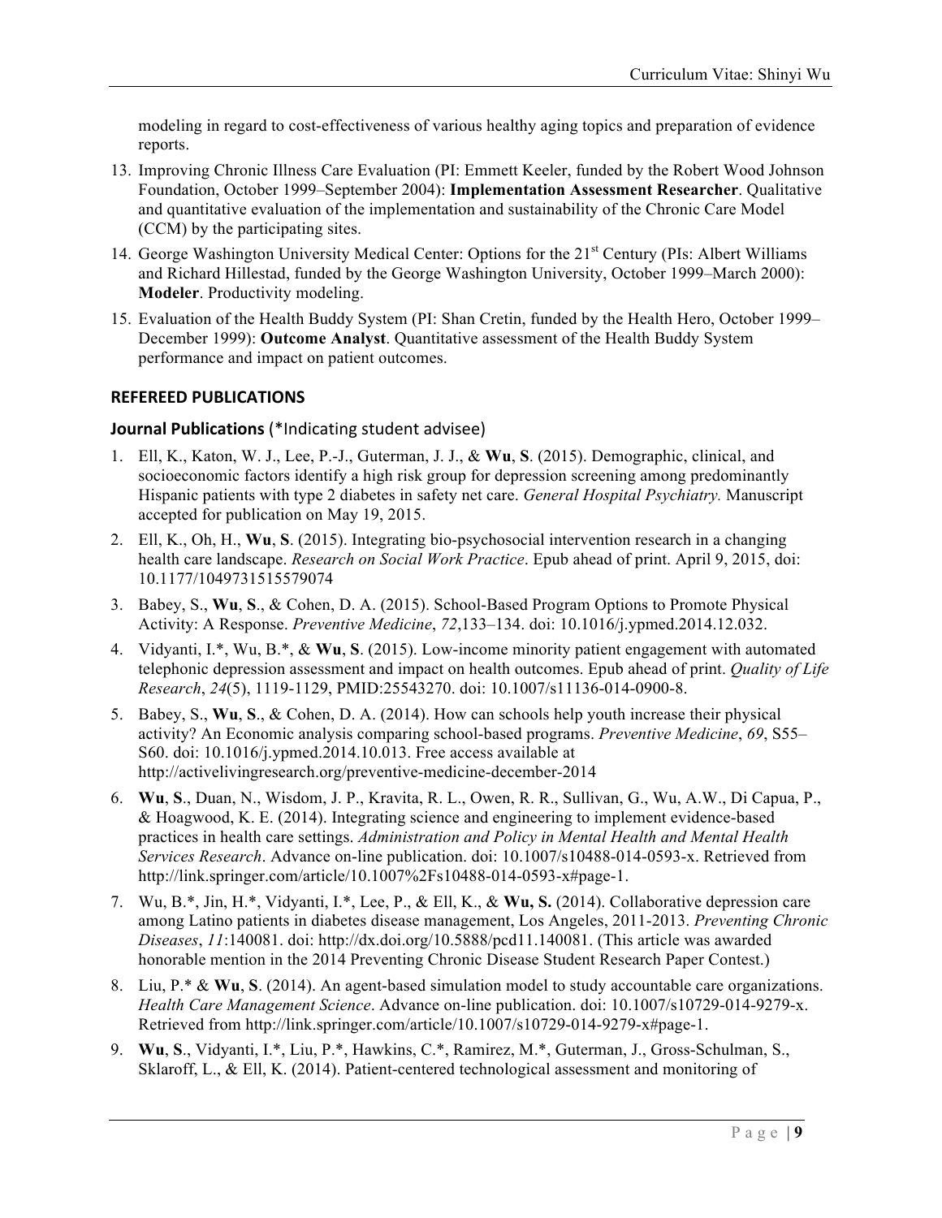modeling in regard to cost-effectiveness of various healthy aging topics and preparation of evidence reports.

13. Improving Chronic Illness Care Evaluation (PI: Emmett Keeler, funded by the Robert Wood Johnson Foundation, October 1999–September 2004): **Implementation Assessment Researcher**. Qualitative and quantitative evaluation of the implementation and sustainability of the Chronic Care Model (CCM) by the participating sites.
14. George Washington University Medical Center: Options for the 21st Century (PIs: Albert Williams and Richard Hillestad, funded by the George Washington University, October 1999–March 2000): **Modeler**. Productivity modeling.
15. Evaluation of the Health Buddy System (PI: Shan Cretin, funded by the Health Hero, October 1999–December 1999): **Outcome Analyst**. Quantitative assessment of the Health Buddy System performance and impact on patient outcomes.

## REFEREED PUBLICATIONS

### Journal Publications (*Indicating student advisee)

1. Ell, K., Katon, W. J., Lee, P.-J., Guterman, J. J., & **Wu**, **S**. (2015). Demographic, clinical, and socioeconomic factors identify a high risk group for depression screening among predominantly Hispanic patients with type 2 diabetes in safety net care. *General Hospital Psychiatry.* Manuscript accepted for publication on May 19, 2015.
2. Ell, K., Oh, H., **Wu**, **S**. (2015). Integrating bio-psychosocial intervention research in a changing health care landscape. *Research on Social Work Practice*. Epub ahead of print. April 9, 2015, doi: 10.1177/1049731515579074
3. Babey, S., **Wu**, **S**., & Cohen, D. A. (2015). School-Based Program Options to Promote Physical Activity: A Response. *Preventive Medicine*, *72*,133–134. doi: 10.1016/j.ypmed.2014.12.032.
4. Vidyanti, I.*, Wu, B.*, & **Wu**, **S**. (2015). Low-income minority patient engagement with automated telephonic depression assessment and impact on health outcomes. Epub ahead of print. *Quality of Life Research*, *24*(5), 1119-1129, PMID:25543270. doi: 10.1007/s11136-014-0900-8.
5. Babey, S., **Wu**, **S**., & Cohen, D. A. (2014). How can schools help youth increase their physical activity? An Economic analysis comparing school-based programs. *Preventive Medicine*, *69*, S55–S60. doi: 10.1016/j.ypmed.2014.10.013. Free access available at http://activelivingresearch.org/preventive-medicine-december-2014
6. **Wu**, **S**., Duan, N., Wisdom, J. P., Kravita, R. L., Owen, R. R., Sullivan, G., Wu, A.W., Di Capua, P., & Hoagwood, K. E. (2014). Integrating science and engineering to implement evidence-based practices in health care settings. *Administration and Policy in Mental Health and Mental Health Services Research*. Advance on-line publication. doi: 10.1007/s10488-014-0593-x. Retrieved from http://link.springer.com/article/10.1007%2Fs10488-014-0593-x#page-1.
7. Wu, B.*, Jin, H.*, Vidyanti, I.*, Lee, P., & Ell, K., & **Wu, S.** (2014). Collaborative depression care among Latino patients in diabetes disease management, Los Angeles, 2011-2013. *Preventing Chronic Diseases*, *11*:140081. doi: http://dx.doi.org/10.5888/pcd11.140081. (This article was awarded honorable mention in the 2014 Preventing Chronic Disease Student Research Paper Contest.)
8. Liu, P.* & **Wu**, **S**. (2014). An agent-based simulation model to study accountable care organizations. *Health Care Management Science*. Advance on-line publication. doi: 10.1007/s10729-014-9279-x. Retrieved from http://link.springer.com/article/10.1007/s10729-014-9279-x#page-1.
9. **Wu**, **S**., Vidyanti, I.*, Liu, P.*, Hawkins, C.*, Ramirez, M.*, Guterman, J., Gross-Schulman, S., Sklaroff, L., & Ell, K. (2014). Patient-centered technological assessment and monitoring of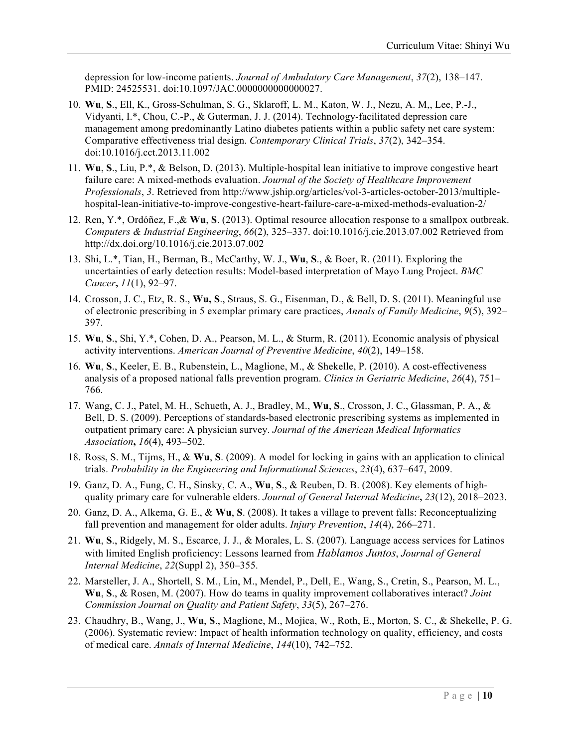depression for low-income patients. *Journal of Ambulatory Care Management*, *37*(2), 138–147. PMID: 24525531. doi:10.1097/JAC.0000000000000027.

10. **Wu**, **S**., Ell, K., Gross-Schulman, S. G., Sklaroff, L. M., Katon, W. J., Nezu, A. M,, Lee, P.-J., Vidyanti, I.*, Chou, C.-P., & Guterman, J. J. (2014). Technology-facilitated depression care management among predominantly Latino diabetes patients within a public safety net care system: Comparative effectiveness trial design. *Contemporary Clinical Trials*, *37*(2), 342–354. doi:10.1016/j.cct.2013.11.002
11. **Wu**, **S**., Liu, P.*, & Belson, D. (2013). Multiple-hospital lean initiative to improve congestive heart failure care: A mixed-methods evaluation. *Journal of the Society of Healthcare Improvement Professionals*, *3*. Retrieved from http://www.jship.org/articles/vol-3-articles-october-2013/multiple-hospital-lean-initiative-to-improve-congestive-heart-failure-care-a-mixed-methods-evaluation-2/
12. Ren, Y.*, Ordóñez, F.,& **Wu**, **S**. (2013). Optimal resource allocation response to a smallpox outbreak. *Computers & Industrial Engineering*, *66*(2), 325–337. doi:10.1016/j.cie.2013.07.002 Retrieved from http://dx.doi.org/10.1016/j.cie.2013.07.002
13. Shi, L.*, Tian, H., Berman, B., McCarthy, W. J., **Wu**, **S**., & Boer, R. (2011). Exploring the uncertainties of early detection results: Model-based interpretation of Mayo Lung Project. *BMC Cancer*, *11*(1), 92–97.
14. Crosson, J. C., Etz, R. S., **Wu, S**., Straus, S. G., Eisenman, D., & Bell, D. S. (2011). Meaningful use of electronic prescribing in 5 exemplar primary care practices, *Annals of Family Medicine*, *9*(5), 392–397.
15. **Wu**, **S**., Shi, Y.*, Cohen, D. A., Pearson, M. L., & Sturm, R. (2011). Economic analysis of physical activity interventions. *American Journal of Preventive Medicine*, *40*(2), 149–158.
16. **Wu**, **S**., Keeler, E. B., Rubenstein, L., Maglione, M., & Shekelle, P. (2010). A cost-effectiveness analysis of a proposed national falls prevention program. *Clinics in Geriatric Medicine*, *26*(4), 751–766.
17. Wang, C. J., Patel, M. H., Schueth, A. J., Bradley, M., **Wu**, **S**., Crosson, J. C., Glassman, P. A., & Bell, D. S. (2009). Perceptions of standards-based electronic prescribing systems as implemented in outpatient primary care: A physician survey. *Journal of the American Medical Informatics Association*, *16*(4), 493–502.
18. Ross, S. M., Tijms, H., & **Wu**, **S**. (2009). A model for locking in gains with an application to clinical trials. *Probability in the Engineering and Informational Sciences*, *23*(4), 637–647, 2009.
19. Ganz, D. A., Fung, C. H., Sinsky, C. A., **Wu**, **S**., & Reuben, D. B. (2008). Key elements of high-quality primary care for vulnerable elders. *Journal of General Internal Medicine*, *23*(12), 2018–2023.
20. Ganz, D. A., Alkema, G. E., & **Wu**, **S**. (2008). It takes a village to prevent falls: Reconceptualizing fall prevention and management for older adults. *Injury Prevention*, *14*(4), 266–271.
21. **Wu**, **S**., Ridgely, M. S., Escarce, J. J., & Morales, L. S. (2007). Language access services for Latinos with limited English proficiency: Lessons learned from *Hablamos Juntos*, *Journal of General Internal Medicine*, *22*(Suppl 2), 350–355.
22. Marsteller, J. A., Shortell, S. M., Lin, M., Mendel, P., Dell, E., Wang, S., Cretin, S., Pearson, M. L., **Wu**, **S**., & Rosen, M. (2007). How do teams in quality improvement collaboratives interact? *Joint Commission Journal on Quality and Patient Safety*, *33*(5), 267–276.
23. Chaudhry, B., Wang, J., **Wu**, **S**., Maglione, M., Mojica, W., Roth, E., Morton, S. C., & Shekelle, P. G. (2006). Systematic review: Impact of health information technology on quality, efficiency, and costs of medical care. *Annals of Internal Medicine*, *144*(10), 742–752.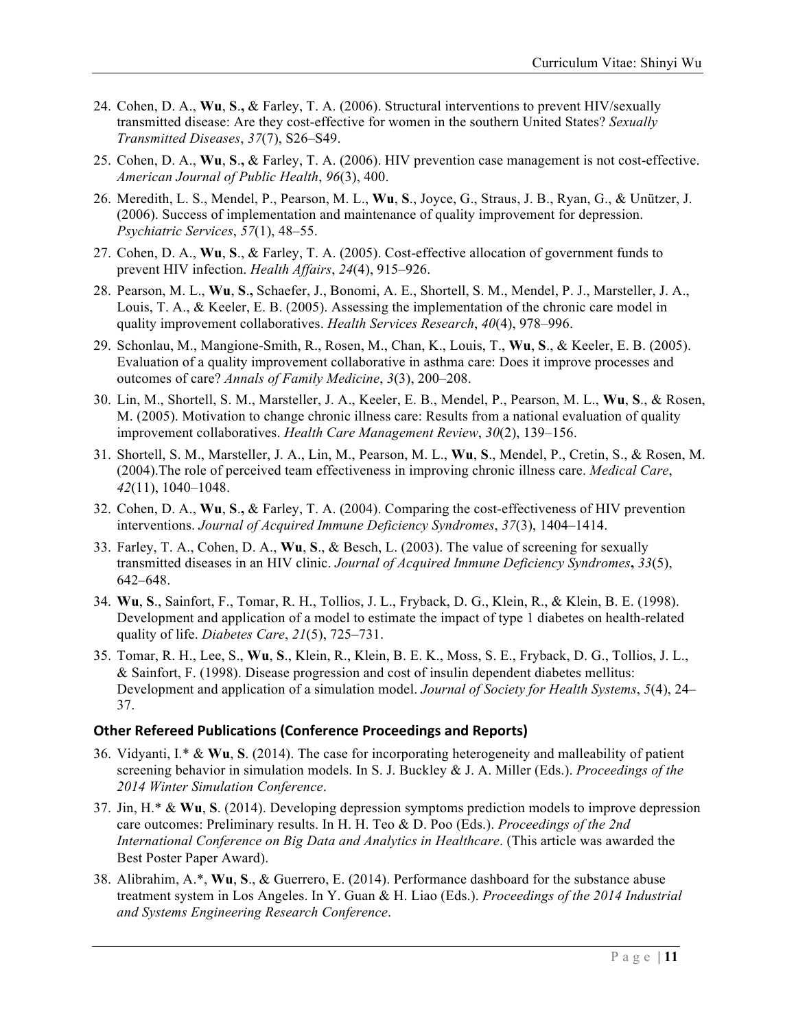24. Cohen, D. A., **Wu**, **S.,** & Farley, T. A. (2006). Structural interventions to prevent HIV/sexually transmitted disease: Are they cost-effective for women in the southern United States? *Sexually Transmitted Diseases*, *37*(7), S26–S49.
25. Cohen, D. A., **Wu**, **S.,** & Farley, T. A. (2006). HIV prevention case management is not cost-effective. *American Journal of Public Health*, *96*(3), 400.
26. Meredith, L. S., Mendel, P., Pearson, M. L., **Wu**, **S**., Joyce, G., Straus, J. B., Ryan, G., & Unützer, J. (2006). Success of implementation and maintenance of quality improvement for depression. *Psychiatric Services*, *57*(1), 48–55.
27. Cohen, D. A., **Wu**, **S**., & Farley, T. A. (2005). Cost-effective allocation of government funds to prevent HIV infection. *Health Affairs*, *24*(4), 915–926.
28. Pearson, M. L., **Wu**, **S.,** Schaefer, J., Bonomi, A. E., Shortell, S. M., Mendel, P. J., Marsteller, J. A., Louis, T. A., & Keeler, E. B. (2005). Assessing the implementation of the chronic care model in quality improvement collaboratives. *Health Services Research*, *40*(4), 978–996.
29. Schonlau, M., Mangione-Smith, R., Rosen, M., Chan, K., Louis, T., **Wu**, **S**., & Keeler, E. B. (2005). Evaluation of a quality improvement collaborative in asthma care: Does it improve processes and outcomes of care? *Annals of Family Medicine*, *3*(3), 200–208.
30. Lin, M., Shortell, S. M., Marsteller, J. A., Keeler, E. B., Mendel, P., Pearson, M. L., **Wu**, **S**., & Rosen, M. (2005). Motivation to change chronic illness care: Results from a national evaluation of quality improvement collaboratives. *Health Care Management Review*, *30*(2), 139–156.
31. Shortell, S. M., Marsteller, J. A., Lin, M., Pearson, M. L., **Wu**, **S**., Mendel, P., Cretin, S., & Rosen, M. (2004).The role of perceived team effectiveness in improving chronic illness care. *Medical Care*, *42*(11), 1040–1048.
32. Cohen, D. A., **Wu**, **S.,** & Farley, T. A. (2004). Comparing the cost-effectiveness of HIV prevention interventions. *Journal of Acquired Immune Deficiency Syndromes*, *37*(3), 1404–1414.
33. Farley, T. A., Cohen, D. A., **Wu**, **S**., & Besch, L. (2003). The value of screening for sexually transmitted diseases in an HIV clinic. *Journal of Acquired Immune Deficiency Syndromes***,** *33*(5), 642–648.
34. **Wu**, **S**., Sainfort, F., Tomar, R. H., Tollios, J. L., Fryback, D. G., Klein, R., & Klein, B. E. (1998). Development and application of a model to estimate the impact of type 1 diabetes on health-related quality of life. *Diabetes Care*, *21*(5), 725–731.
35. Tomar, R. H., Lee, S., **Wu**, **S**., Klein, R., Klein, B. E. K., Moss, S. E., Fryback, D. G., Tollios, J. L., & Sainfort, F. (1998). Disease progression and cost of insulin dependent diabetes mellitus: Development and application of a simulation model. *Journal of Society for Health Systems*, *5*(4), 24–37.

### Other Refereed Publications (Conference Proceedings and Reports)

36. Vidyanti, I.* & **Wu**, **S**. (2014). The case for incorporating heterogeneity and malleability of patient screening behavior in simulation models. In S. J. Buckley & J. A. Miller (Eds.). *Proceedings of the 2014 Winter Simulation Conference*.
37. Jin, H.* & **Wu**, **S**. (2014). Developing depression symptoms prediction models to improve depression care outcomes: Preliminary results. In H. H. Teo & D. Poo (Eds.). *Proceedings of the 2nd International Conference on Big Data and Analytics in Healthcare*. (This article was awarded the Best Poster Paper Award).
38. Alibrahim, A.*, **Wu**, **S**., & Guerrero, E. (2014). Performance dashboard for the substance abuse treatment system in Los Angeles. In Y. Guan & H. Liao (Eds.). *Proceedings of the 2014 Industrial and Systems Engineering Research Conference*.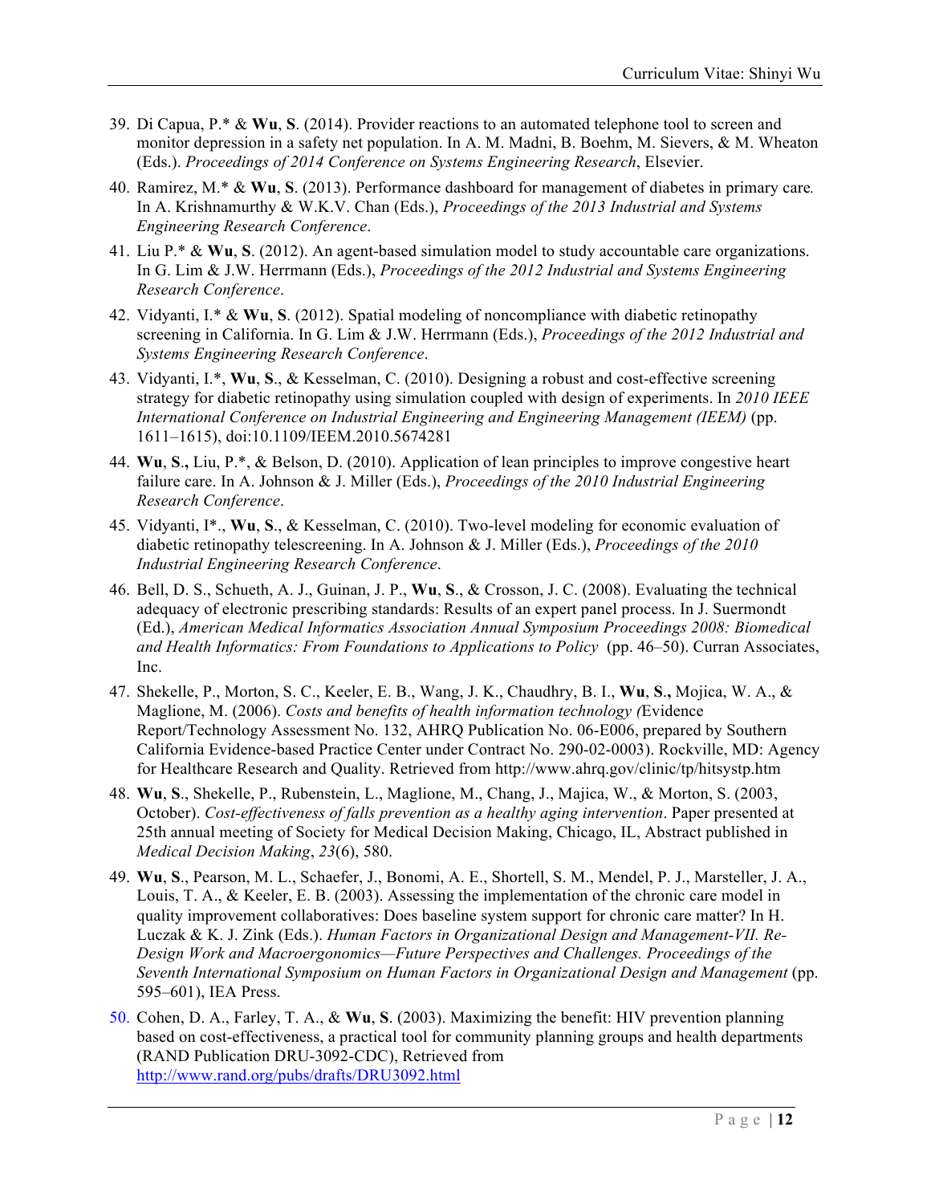39. Di Capua, P.* & **Wu**, **S**. (2014). Provider reactions to an automated telephone tool to screen and monitor depression in a safety net population. In A. M. Madni, B. Boehm, M. Sievers, & M. Wheaton (Eds.). *Proceedings of 2014 Conference on Systems Engineering Research*, Elsevier.
40. Ramirez, M.* & **Wu**, **S**. (2013). Performance dashboard for management of diabetes in primary care. In A. Krishnamurthy & W.K.V. Chan (Eds.), *Proceedings of the 2013 Industrial and Systems Engineering Research Conference*.
41. Liu P.* & **Wu**, **S**. (2012). An agent-based simulation model to study accountable care organizations. In G. Lim & J.W. Herrmann (Eds.), *Proceedings of the 2012 Industrial and Systems Engineering Research Conference*.
42. Vidyanti, I.* & **Wu**, **S**. (2012). Spatial modeling of noncompliance with diabetic retinopathy screening in California. In G. Lim & J.W. Herrmann (Eds.), *Proceedings of the 2012 Industrial and Systems Engineering Research Conference*.
43. Vidyanti, I.*, **Wu**, **S**., & Kesselman, C. (2010). Designing a robust and cost-effective screening strategy for diabetic retinopathy using simulation coupled with design of experiments. In *2010 IEEE International Conference on Industrial Engineering and Engineering Management (IEEM)* (pp. 1611–1615), doi:10.1109/IEEM.2010.5674281
44. **Wu**, **S.,** Liu, P.*, & Belson, D. (2010). Application of lean principles to improve congestive heart failure care. In A. Johnson & J. Miller (Eds.), *Proceedings of the 2010 Industrial Engineering Research Conference*.
45. Vidyanti, I*., **Wu**, **S**., & Kesselman, C. (2010). Two-level modeling for economic evaluation of diabetic retinopathy telescreening. In A. Johnson & J. Miller (Eds.), *Proceedings of the 2010 Industrial Engineering Research Conference*.
46. Bell, D. S., Schueth, A. J., Guinan, J. P., **Wu**, **S**., & Crosson, J. C. (2008). Evaluating the technical adequacy of electronic prescribing standards: Results of an expert panel process. In J. Suermondt (Ed.), *American Medical Informatics Association Annual Symposium Proceedings 2008: Biomedical and Health Informatics: From Foundations to Applications to Policy* (pp. 46–50). Curran Associates, Inc.
47. Shekelle, P., Morton, S. C., Keeler, E. B., Wang, J. K., Chaudhry, B. I., **Wu**, **S.,** Mojica, W. A., & Maglione, M. (2006). *Costs and benefits of health information technology (*Evidence Report/Technology Assessment No. 132, AHRQ Publication No. 06-E006, prepared by Southern California Evidence-based Practice Center under Contract No. 290-02-0003). Rockville, MD: Agency for Healthcare Research and Quality. Retrieved from http://www.ahrq.gov/clinic/tp/hitsystp.htm
48. **Wu**, **S**., Shekelle, P., Rubenstein, L., Maglione, M., Chang, J., Majica, W., & Morton, S. (2003, October). *Cost-effectiveness of falls prevention as a healthy aging intervention*. Paper presented at 25th annual meeting of Society for Medical Decision Making, Chicago, IL, Abstract published in *Medical Decision Making*, *23*(6), 580.
49. **Wu**, **S**., Pearson, M. L., Schaefer, J., Bonomi, A. E., Shortell, S. M., Mendel, P. J., Marsteller, J. A., Louis, T. A., & Keeler, E. B. (2003). Assessing the implementation of the chronic care model in quality improvement collaboratives: Does baseline system support for chronic care matter? In H. Luczak & K. J. Zink (Eds.). *Human Factors in Organizational Design and Management-VII. Re-Design Work and Macroergonomics—Future Perspectives and Challenges. Proceedings of the Seventh International Symposium on Human Factors in Organizational Design and Management* (pp. 595–601), IEA Press.
50. Cohen, D. A., Farley, T. A., & **Wu**, **S**. (2003). Maximizing the benefit: HIV prevention planning based on cost-effectiveness, a practical tool for community planning groups and health departments (RAND Publication DRU-3092-CDC), Retrieved from http://www.rand.org/pubs/drafts/DRU3092.html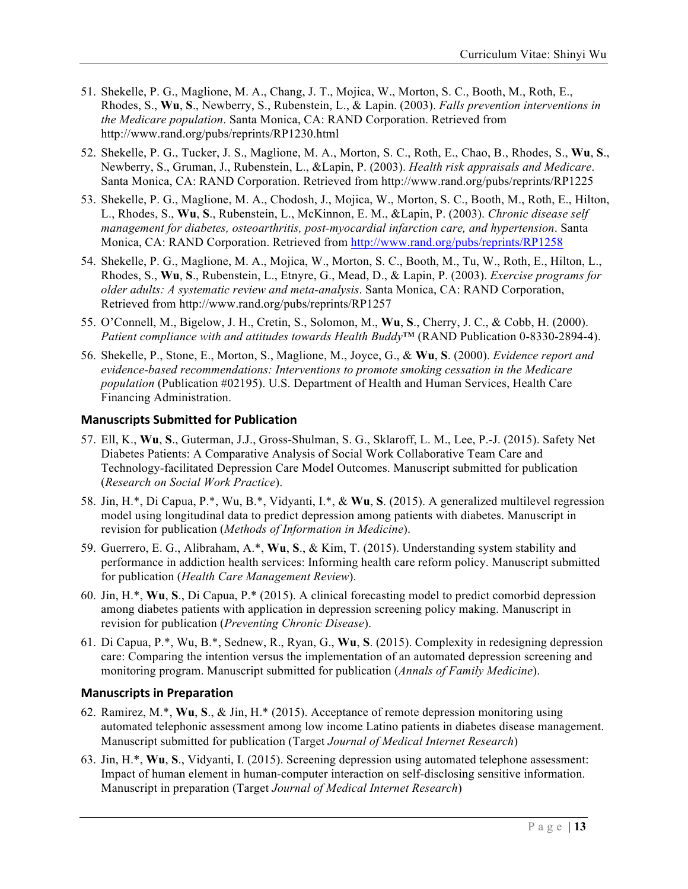51. Shekelle, P. G., Maglione, M. A., Chang, J. T., Mojica, W., Morton, S. C., Booth, M., Roth, E., Rhodes, S., **Wu**, **S**., Newberry, S., Rubenstein, L., & Lapin. (2003). *Falls prevention interventions in the Medicare population*. Santa Monica, CA: RAND Corporation. Retrieved from http://www.rand.org/pubs/reprints/RP1230.html

52. Shekelle, P. G., Tucker, J. S., Maglione, M. A., Morton, S. C., Roth, E., Chao, B., Rhodes, S., **Wu**, **S**., Newberry, S., Gruman, J., Rubenstein, L., &Lapin, P. (2003). *Health risk appraisals and Medicare*. Santa Monica, CA: RAND Corporation. Retrieved from http://www.rand.org/pubs/reprints/RP1225

53. Shekelle, P. G., Maglione, M. A., Chodosh, J., Mojica, W., Morton, S. C., Booth, M., Roth, E., Hilton, L., Rhodes, S., **Wu**, **S**., Rubenstein, L., McKinnon, E. M., &Lapin, P. (2003). *Chronic disease self management for diabetes, osteoarthritis, post-myocardial infarction care, and hypertension*. Santa Monica, CA: RAND Corporation. Retrieved from http://www.rand.org/pubs/reprints/RP1258

54. Shekelle, P. G., Maglione, M. A., Mojica, W., Morton, S. C., Booth, M., Tu, W., Roth, E., Hilton, L., Rhodes, S., **Wu**, **S**., Rubenstein, L., Etnyre, G., Mead, D., & Lapin, P. (2003). *Exercise programs for older adults: A systematic review and meta-analysis*. Santa Monica, CA: RAND Corporation, Retrieved from http://www.rand.org/pubs/reprints/RP1257

55. O'Connell, M., Bigelow, J. H., Cretin, S., Solomon, M., **Wu**, **S**., Cherry, J. C., & Cobb, H. (2000). *Patient compliance with and attitudes towards Health Buddy*™ (RAND Publication 0-8330-2894-4).

56. Shekelle, P., Stone, E., Morton, S., Maglione, M., Joyce, G., & **Wu**, **S**. (2000). *Evidence report and evidence-based recommendations: Interventions to promote smoking cessation in the Medicare population* (Publication #02195). U.S. Department of Health and Human Services, Health Care Financing Administration.

### Manuscripts Submitted for Publication

57. Ell, K., **Wu**, **S**., Guterman, J.J., Gross-Shulman, S. G., Sklaroff, L. M., Lee, P.-J. (2015). Safety Net Diabetes Patients: A Comparative Analysis of Social Work Collaborative Team Care and Technology-facilitated Depression Care Model Outcomes. Manuscript submitted for publication (*Research on Social Work Practice*).

58. Jin, H.*, Di Capua, P.*, Wu, B.*, Vidyanti, I.*, & **Wu**, **S**. (2015). A generalized multilevel regression model using longitudinal data to predict depression among patients with diabetes. Manuscript in revision for publication (*Methods of Information in Medicine*).

59. Guerrero, E. G., Alibraham, A.*, **Wu**, **S**., & Kim, T. (2015). Understanding system stability and performance in addiction health services: Informing health care reform policy. Manuscript submitted for publication (*Health Care Management Review*).

60. Jin, H.*, **Wu**, **S**., Di Capua, P.* (2015). A clinical forecasting model to predict comorbid depression among diabetes patients with application in depression screening policy making. Manuscript in revision for publication (*Preventing Chronic Disease*).

61. Di Capua, P.*, Wu, B.*, Sednew, R., Ryan, G., **Wu**, **S**. (2015). Complexity in redesigning depression care: Comparing the intention versus the implementation of an automated depression screening and monitoring program. Manuscript submitted for publication (*Annals of Family Medicine*).

### Manuscripts in Preparation

62. Ramirez, M.*, **Wu**, **S**., & Jin, H.* (2015). Acceptance of remote depression monitoring using automated telephonic assessment among low income Latino patients in diabetes disease management. Manuscript submitted for publication (Target *Journal of Medical Internet Research*)

63. Jin, H.*, **Wu**, **S**., Vidyanti, I. (2015). Screening depression using automated telephone assessment: Impact of human element in human-computer interaction on self-disclosing sensitive information. Manuscript in preparation (Target *Journal of Medical Internet Research*)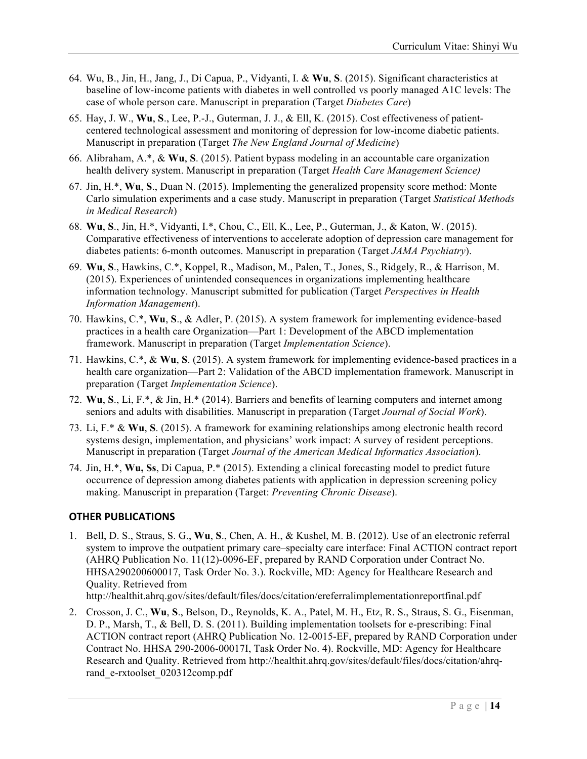64. Wu, B., Jin, H., Jang, J., Di Capua, P., Vidyanti, I. & **Wu**, **S**. (2015). Significant characteristics at baseline of low-income patients with diabetes in well controlled vs poorly managed A1C levels: The case of whole person care. Manuscript in preparation (Target *Diabetes Care*)
65. Hay, J. W., **Wu**, **S**., Lee, P.-J., Guterman, J. J., & Ell, K. (2015). Cost effectiveness of patient-centered technological assessment and monitoring of depression for low-income diabetic patients. Manuscript in preparation (Target *The New England Journal of Medicine*)
66. Alibraham, A.*, & **Wu**, **S**. (2015). Patient bypass modeling in an accountable care organization health delivery system. Manuscript in preparation (Target *Health Care Management Science)*
67. Jin, H.*, **Wu**, **S**., Duan N. (2015). Implementing the generalized propensity score method: Monte Carlo simulation experiments and a case study. Manuscript in preparation (Target *Statistical Methods in Medical Research*)
68. **Wu**, **S**., Jin, H.*, Vidyanti, I.*, Chou, C., Ell, K., Lee, P., Guterman, J., & Katon, W. (2015). Comparative effectiveness of interventions to accelerate adoption of depression care management for diabetes patients: 6-month outcomes. Manuscript in preparation (Target *JAMA Psychiatry*).
69. **Wu**, **S**., Hawkins, C.*, Koppel, R., Madison, M., Palen, T., Jones, S., Ridgely, R., & Harrison, M. (2015). Experiences of unintended consequences in organizations implementing healthcare information technology. Manuscript submitted for publication (Target *Perspectives in Health Information Management*).
70. Hawkins, C.*, **Wu**, **S**., & Adler, P. (2015). A system framework for implementing evidence-based practices in a health care Organization—Part 1: Development of the ABCD implementation framework. Manuscript in preparation (Target *Implementation Science*).
71. Hawkins, C.*, & **Wu**, **S**. (2015). A system framework for implementing evidence-based practices in a health care organization—Part 2: Validation of the ABCD implementation framework. Manuscript in preparation (Target *Implementation Science*).
72. **Wu**, **S**., Li, F.*, & Jin, H.* (2014). Barriers and benefits of learning computers and internet among seniors and adults with disabilities. Manuscript in preparation (Target *Journal of Social Work*).
73. Li, F.* & **Wu**, **S**. (2015). A framework for examining relationships among electronic health record systems design, implementation, and physicians' work impact: A survey of resident perceptions. Manuscript in preparation (Target *Journal of the American Medical Informatics Association*).
74. Jin, H.*, **Wu, Ss**, Di Capua, P.* (2015). Extending a clinical forecasting model to predict future occurrence of depression among diabetes patients with application in depression screening policy making. Manuscript in preparation (Target: *Preventing Chronic Disease*).

## OTHER PUBLICATIONS

1. Bell, D. S., Straus, S. G., **Wu**, **S**., Chen, A. H., & Kushel, M. B. (2012). Use of an electronic referral system to improve the outpatient primary care–specialty care interface: Final ACTION contract report (AHRQ Publication No. 11(12)-0096-EF, prepared by RAND Corporation under Contract No. HHSA290200600017, Task Order No. 3.). Rockville, MD: Agency for Healthcare Research and Quality. Retrieved from http://healthit.ahrq.gov/sites/default/files/docs/citation/ereferralimplementationreportfinal.pdf
2. Crosson, J. C., **Wu**, **S**., Belson, D., Reynolds, K. A., Patel, M. H., Etz, R. S., Straus, S. G., Eisenman, D. P., Marsh, T., & Bell, D. S. (2011). Building implementation toolsets for e-prescribing: Final ACTION contract report (AHRQ Publication No. 12-0015-EF, prepared by RAND Corporation under Contract No. HHSA 290-2006-00017I, Task Order No. 4). Rockville, MD: Agency for Healthcare Research and Quality. Retrieved from http://healthit.ahrq.gov/sites/default/files/docs/citation/ahrq-rand_e-rxtoolset_020312comp.pdf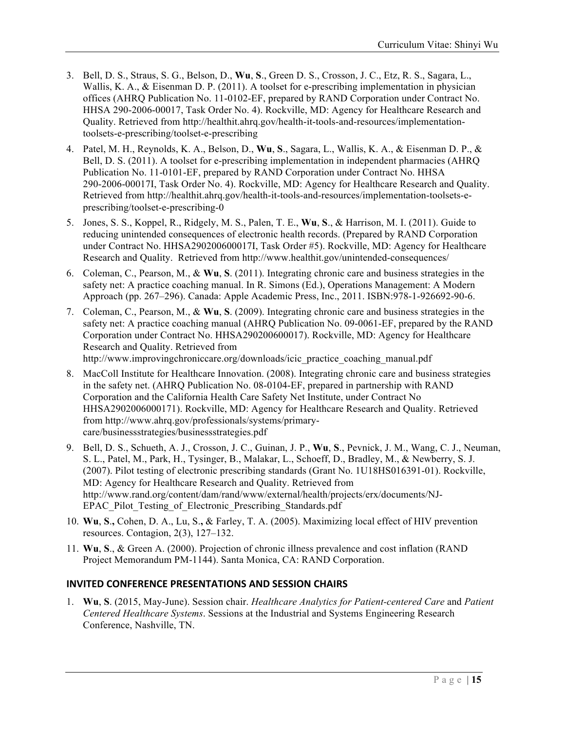3. Bell, D. S., Straus, S. G., Belson, D., **Wu**, **S**., Green D. S., Crosson, J. C., Etz, R. S., Sagara, L., Wallis, K. A., & Eisenman D. P. (2011). A toolset for e-prescribing implementation in physician offices (AHRQ Publication No. 11-0102-EF, prepared by RAND Corporation under Contract No. HHSA 290-2006-00017, Task Order No. 4). Rockville, MD: Agency for Healthcare Research and Quality. Retrieved from http://healthit.ahrq.gov/health-it-tools-and-resources/implementation-toolsets-e-prescribing/toolset-e-prescribing

4. Patel, M. H., Reynolds, K. A., Belson, D., **Wu**, **S**., Sagara, L., Wallis, K. A., & Eisenman D. P., & Bell, D. S. (2011). A toolset for e-prescribing implementation in independent pharmacies (AHRQ Publication No. 11-0101-EF, prepared by RAND Corporation under Contract No. HHSA 290-2006-00017I, Task Order No. 4). Rockville, MD: Agency for Healthcare Research and Quality. Retrieved from http://healthit.ahrq.gov/health-it-tools-and-resources/implementation-toolsets-e-prescribing/toolset-e-prescribing-0

5. Jones, S. S., Koppel, R., Ridgely, M. S., Palen, T. E., **Wu**, **S**., & Harrison, M. I. (2011). Guide to reducing unintended consequences of electronic health records. (Prepared by RAND Corporation under Contract No. HHSA290200600017I, Task Order #5). Rockville, MD: Agency for Healthcare Research and Quality. Retrieved from http://www.healthit.gov/unintended-consequences/

6. Coleman, C., Pearson, M., & **Wu**, **S**. (2011). Integrating chronic care and business strategies in the safety net: A practice coaching manual. In R. Simons (Ed.), Operations Management: A Modern Approach (pp. 267–296). Canada: Apple Academic Press, Inc., 2011. ISBN:978-1-926692-90-6.

7. Coleman, C., Pearson, M., & **Wu**, **S**. (2009). Integrating chronic care and business strategies in the safety net: A practice coaching manual (AHRQ Publication No. 09-0061-EF, prepared by the RAND Corporation under Contract No. HHSA290200600017). Rockville, MD: Agency for Healthcare Research and Quality. Retrieved from http://www.improvingchroniccare.org/downloads/icic_practice_coaching_manual.pdf

8. MacColl Institute for Healthcare Innovation. (2008). Integrating chronic care and business strategies in the safety net. (AHRQ Publication No. 08-0104-EF, prepared in partnership with RAND Corporation and the California Health Care Safety Net Institute, under Contract No HHSA2902006000171). Rockville, MD: Agency for Healthcare Research and Quality. Retrieved from http://www.ahrq.gov/professionals/systems/primary-care/businessstrategies/businessstrategies.pdf

9. Bell, D. S., Schueth, A. J., Crosson, J. C., Guinan, J. P., **Wu**, **S**., Pevnick, J. M., Wang, C. J., Neuman, S. L., Patel, M., Park, H., Tysinger, B., Malakar, L., Schoeff, D., Bradley, M., & Newberry, S. J. (2007). Pilot testing of electronic prescribing standards (Grant No. 1U18HS016391-01). Rockville, MD: Agency for Healthcare Research and Quality. Retrieved from http://www.rand.org/content/dam/rand/www/external/health/projects/erx/documents/NJ-EPAC_Pilot_Testing_of_Electronic_Prescribing_Standards.pdf

10. **Wu**, **S.,** Cohen, D. A., Lu, S.**,** & Farley, T. A. (2005). Maximizing local effect of HIV prevention resources. Contagion, 2(3), 127–132.

11. **Wu**, **S**., & Green A. (2000). Projection of chronic illness prevalence and cost inflation (RAND Project Memorandum PM-1144). Santa Monica, CA: RAND Corporation.

## INVITED CONFERENCE PRESENTATIONS AND SESSION CHAIRS

1. **Wu**, **S**. (2015, May-June). Session chair. *Healthcare Analytics for Patient-centered Care* and *Patient Centered Healthcare Systems*. Sessions at the Industrial and Systems Engineering Research Conference, Nashville, TN.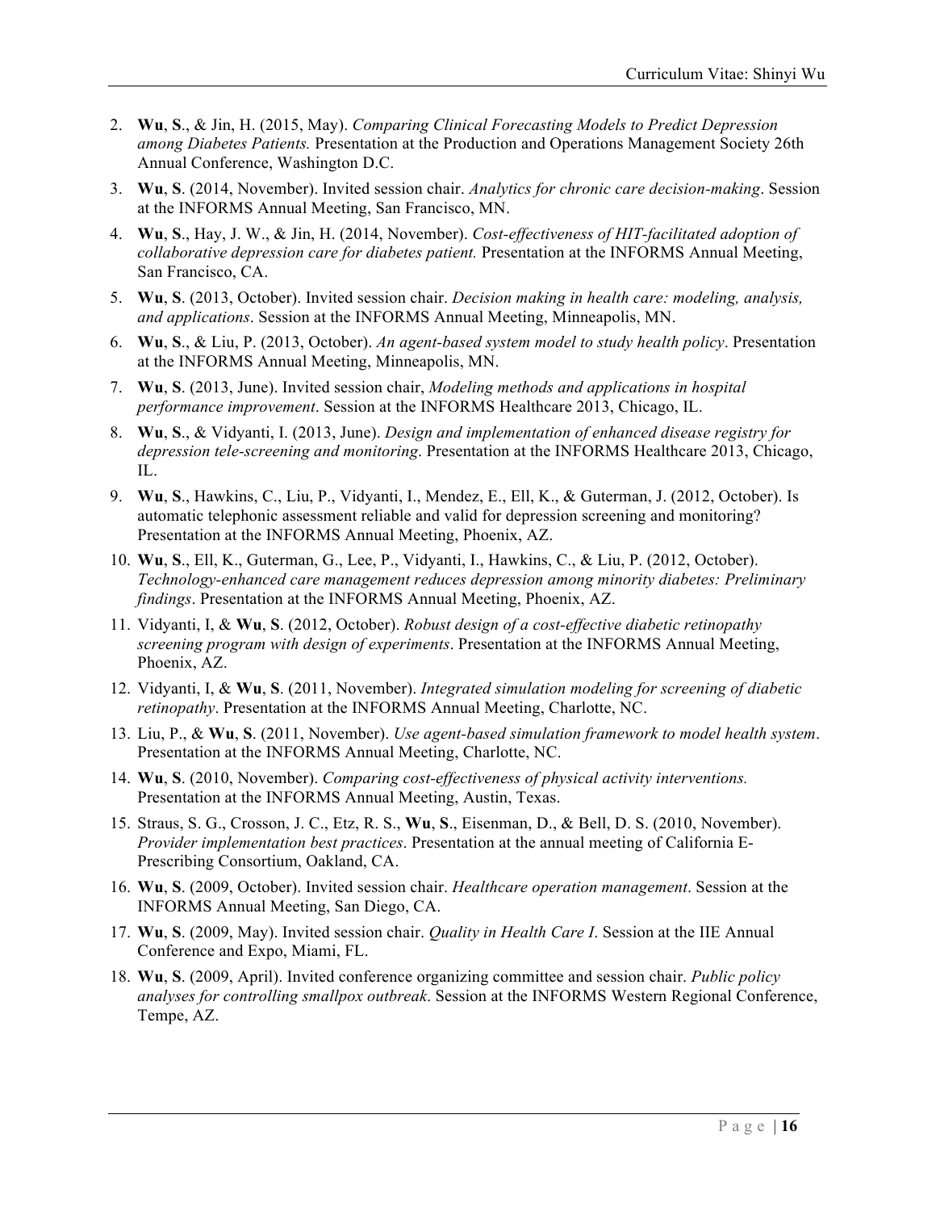2. **Wu**, **S**., & Jin, H. (2015, May). *Comparing Clinical Forecasting Models to Predict Depression among Diabetes Patients.* Presentation at the Production and Operations Management Society 26th Annual Conference, Washington D.C.
3. **Wu**, **S**. (2014, November). Invited session chair. *Analytics for chronic care decision-making*. Session at the INFORMS Annual Meeting, San Francisco, MN.
4. **Wu**, **S**., Hay, J. W., & Jin, H. (2014, November). *Cost-effectiveness of HIT-facilitated adoption of collaborative depression care for diabetes patient.* Presentation at the INFORMS Annual Meeting, San Francisco, CA.
5. **Wu**, **S**. (2013, October). Invited session chair. *Decision making in health care: modeling, analysis, and applications*. Session at the INFORMS Annual Meeting, Minneapolis, MN.
6. **Wu**, **S**., & Liu, P. (2013, October). *An agent-based system model to study health policy*. Presentation at the INFORMS Annual Meeting, Minneapolis, MN.
7. **Wu**, **S**. (2013, June). Invited session chair, *Modeling methods and applications in hospital performance improvement*. Session at the INFORMS Healthcare 2013, Chicago, IL.
8. **Wu**, **S**., & Vidyanti, I. (2013, June). *Design and implementation of enhanced disease registry for depression tele-screening and monitoring*. Presentation at the INFORMS Healthcare 2013, Chicago, IL.
9. **Wu**, **S**., Hawkins, C., Liu, P., Vidyanti, I., Mendez, E., Ell, K., & Guterman, J. (2012, October). Is automatic telephonic assessment reliable and valid for depression screening and monitoring? Presentation at the INFORMS Annual Meeting, Phoenix, AZ.
10. **Wu**, **S**., Ell, K., Guterman, G., Lee, P., Vidyanti, I., Hawkins, C., & Liu, P. (2012, October). *Technology-enhanced care management reduces depression among minority diabetes: Preliminary findings*. Presentation at the INFORMS Annual Meeting, Phoenix, AZ.
11. Vidyanti, I, & **Wu**, **S**. (2012, October). *Robust design of a cost-effective diabetic retinopathy screening program with design of experiments*. Presentation at the INFORMS Annual Meeting, Phoenix, AZ.
12. Vidyanti, I, & **Wu**, **S**. (2011, November). *Integrated simulation modeling for screening of diabetic retinopathy*. Presentation at the INFORMS Annual Meeting, Charlotte, NC.
13. Liu, P., & **Wu**, **S**. (2011, November). *Use agent-based simulation framework to model health system*. Presentation at the INFORMS Annual Meeting, Charlotte, NC.
14. **Wu**, **S**. (2010, November). *Comparing cost-effectiveness of physical activity interventions.* Presentation at the INFORMS Annual Meeting, Austin, Texas.
15. Straus, S. G., Crosson, J. C., Etz, R. S., **Wu**, **S**., Eisenman, D., & Bell, D. S. (2010, November). *Provider implementation best practices*. Presentation at the annual meeting of California E-Prescribing Consortium, Oakland, CA.
16. **Wu**, **S**. (2009, October). Invited session chair. *Healthcare operation management*. Session at the INFORMS Annual Meeting, San Diego, CA.
17. **Wu**, **S**. (2009, May). Invited session chair. *Quality in Health Care I*. Session at the IIE Annual Conference and Expo, Miami, FL.
18. **Wu**, **S**. (2009, April). Invited conference organizing committee and session chair. *Public policy analyses for controlling smallpox outbreak*. Session at the INFORMS Western Regional Conference, Tempe, AZ.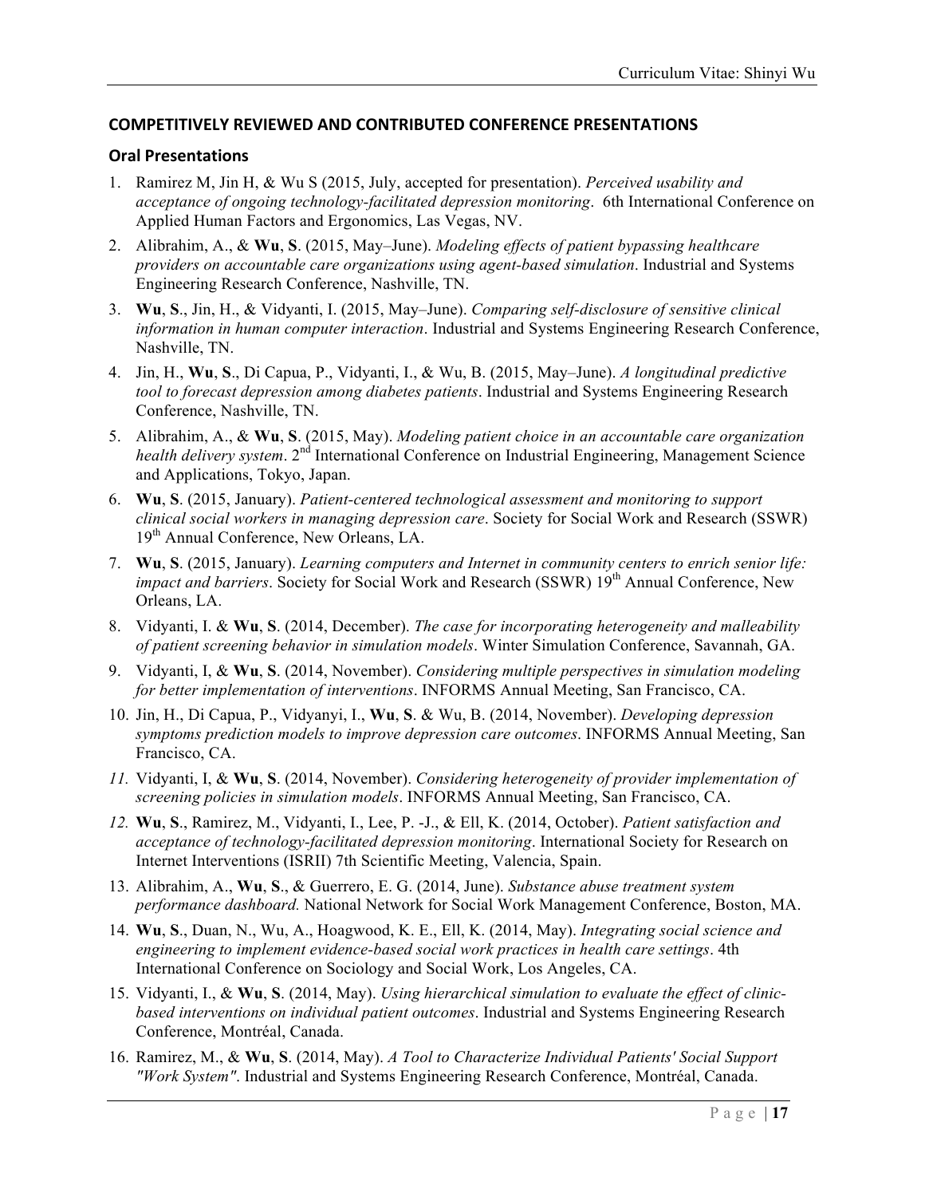## COMPETITIVELY REVIEWED AND CONTRIBUTED CONFERENCE PRESENTATIONS

### Oral Presentations

1. Ramirez M, Jin H, & Wu S (2015, July, accepted for presentation). *Perceived usability and acceptance of ongoing technology-facilitated depression monitoring*. 6th International Conference on Applied Human Factors and Ergonomics, Las Vegas, NV.
2. Alibrahim, A., & **Wu**, **S**. (2015, May–June). *Modeling effects of patient bypassing healthcare providers on accountable care organizations using agent-based simulation*. Industrial and Systems Engineering Research Conference, Nashville, TN.
3. **Wu**, **S**., Jin, H., & Vidyanti, I. (2015, May–June). *Comparing self-disclosure of sensitive clinical information in human computer interaction*. Industrial and Systems Engineering Research Conference, Nashville, TN.
4. Jin, H., **Wu**, **S**., Di Capua, P., Vidyanti, I., & Wu, B. (2015, May–June). *A longitudinal predictive tool to forecast depression among diabetes patients*. Industrial and Systems Engineering Research Conference, Nashville, TN.
5. Alibrahim, A., & **Wu**, **S**. (2015, May). *Modeling patient choice in an accountable care organization health delivery system*. 2nd International Conference on Industrial Engineering, Management Science and Applications, Tokyo, Japan.
6. **Wu**, **S**. (2015, January). *Patient-centered technological assessment and monitoring to support clinical social workers in managing depression care*. Society for Social Work and Research (SSWR) 19th Annual Conference, New Orleans, LA.
7. **Wu**, **S**. (2015, January). *Learning computers and Internet in community centers to enrich senior life: impact and barriers*. Society for Social Work and Research (SSWR) 19th Annual Conference, New Orleans, LA.
8. Vidyanti, I. & **Wu**, **S**. (2014, December). *The case for incorporating heterogeneity and malleability of patient screening behavior in simulation models*. Winter Simulation Conference, Savannah, GA.
9. Vidyanti, I, & **Wu**, **S**. (2014, November). *Considering multiple perspectives in simulation modeling for better implementation of interventions*. INFORMS Annual Meeting, San Francisco, CA.
10. Jin, H., Di Capua, P., Vidyanyi, I., **Wu**, **S**. & Wu, B. (2014, November). *Developing depression symptoms prediction models to improve depression care outcomes*. INFORMS Annual Meeting, San Francisco, CA.
11. Vidyanti, I, & **Wu**, **S**. (2014, November). *Considering heterogeneity of provider implementation of screening policies in simulation models*. INFORMS Annual Meeting, San Francisco, CA.
12. **Wu**, **S**., Ramirez, M., Vidyanti, I., Lee, P. -J., & Ell, K. (2014, October). *Patient satisfaction and acceptance of technology-facilitated depression monitoring*. International Society for Research on Internet Interventions (ISRII) 7th Scientific Meeting, Valencia, Spain.
13. Alibrahim, A., **Wu**, **S**., & Guerrero, E. G. (2014, June). *Substance abuse treatment system performance dashboard.* National Network for Social Work Management Conference, Boston, MA.
14. **Wu**, **S**., Duan, N., Wu, A., Hoagwood, K. E., Ell, K. (2014, May). *Integrating social science and engineering to implement evidence-based social work practices in health care settings*. 4th International Conference on Sociology and Social Work, Los Angeles, CA.
15. Vidyanti, I., & **Wu**, **S**. (2014, May). *Using hierarchical simulation to evaluate the effect of clinic-based interventions on individual patient outcomes*. Industrial and Systems Engineering Research Conference, Montréal, Canada.
16. Ramirez, M., & **Wu**, **S**. (2014, May). *A Tool to Characterize Individual Patients' Social Support "Work System"*. Industrial and Systems Engineering Research Conference, Montréal, Canada.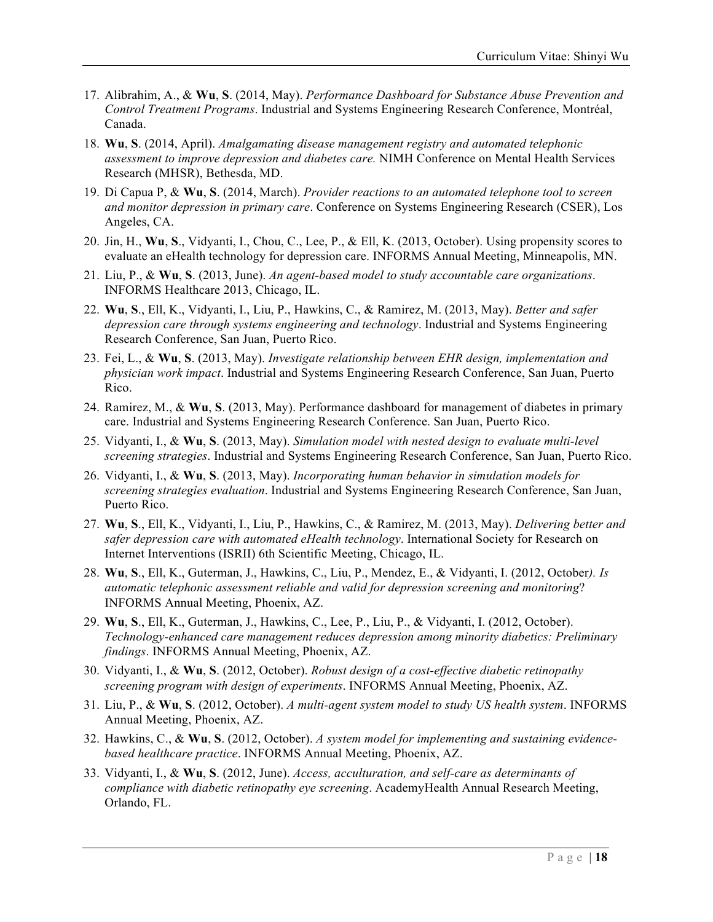17. Alibrahim, A., & **Wu**, **S**. (2014, May). *Performance Dashboard for Substance Abuse Prevention and Control Treatment Programs*. Industrial and Systems Engineering Research Conference, Montréal, Canada.
18. **Wu**, **S**. (2014, April). *Amalgamating disease management registry and automated telephonic assessment to improve depression and diabetes care.* NIMH Conference on Mental Health Services Research (MHSR), Bethesda, MD.
19. Di Capua P, & **Wu**, **S**. (2014, March). *Provider reactions to an automated telephone tool to screen and monitor depression in primary care*. Conference on Systems Engineering Research (CSER), Los Angeles, CA.
20. Jin, H., **Wu**, **S**., Vidyanti, I., Chou, C., Lee, P., & Ell, K. (2013, October). Using propensity scores to evaluate an eHealth technology for depression care. INFORMS Annual Meeting, Minneapolis, MN.
21. Liu, P., & **Wu**, **S**. (2013, June). *An agent-based model to study accountable care organizations*. INFORMS Healthcare 2013, Chicago, IL.
22. **Wu**, **S**., Ell, K., Vidyanti, I., Liu, P., Hawkins, C., & Ramirez, M. (2013, May). *Better and safer depression care through systems engineering and technology*. Industrial and Systems Engineering Research Conference, San Juan, Puerto Rico.
23. Fei, L., & **Wu**, **S**. (2013, May). *Investigate relationship between EHR design, implementation and physician work impact*. Industrial and Systems Engineering Research Conference, San Juan, Puerto Rico.
24. Ramirez, M., & **Wu**, **S**. (2013, May). Performance dashboard for management of diabetes in primary care. Industrial and Systems Engineering Research Conference. San Juan, Puerto Rico.
25. Vidyanti, I., & **Wu**, **S**. (2013, May). *Simulation model with nested design to evaluate multi-level screening strategies*. Industrial and Systems Engineering Research Conference, San Juan, Puerto Rico.
26. Vidyanti, I., & **Wu**, **S**. (2013, May). *Incorporating human behavior in simulation models for screening strategies evaluation*. Industrial and Systems Engineering Research Conference, San Juan, Puerto Rico.
27. **Wu**, **S**., Ell, K., Vidyanti, I., Liu, P., Hawkins, C., & Ramirez, M. (2013, May). *Delivering better and safer depression care with automated eHealth technology*. International Society for Research on Internet Interventions (ISRII) 6th Scientific Meeting, Chicago, IL.
28. **Wu**, **S**., Ell, K., Guterman, J., Hawkins, C., Liu, P., Mendez, E., & Vidyanti, I. (2012, October*). Is automatic telephonic assessment reliable and valid for depression screening and monitoring*? INFORMS Annual Meeting, Phoenix, AZ.
29. **Wu**, **S**., Ell, K., Guterman, J., Hawkins, C., Lee, P., Liu, P., & Vidyanti, I. (2012, October). *Technology-enhanced care management reduces depression among minority diabetics: Preliminary findings*. INFORMS Annual Meeting, Phoenix, AZ.
30. Vidyanti, I., & **Wu**, **S**. (2012, October). *Robust design of a cost-effective diabetic retinopathy screening program with design of experiments*. INFORMS Annual Meeting, Phoenix, AZ.
31. Liu, P., & **Wu**, **S**. (2012, October). *A multi-agent system model to study US health system*. INFORMS Annual Meeting, Phoenix, AZ.
32. Hawkins, C., & **Wu**, **S**. (2012, October). *A system model for implementing and sustaining evidence-based healthcare practice*. INFORMS Annual Meeting, Phoenix, AZ.
33. Vidyanti, I., & **Wu**, **S**. (2012, June). *Access, acculturation, and self-care as determinants of compliance with diabetic retinopathy eye screening*. AcademyHealth Annual Research Meeting, Orlando, FL.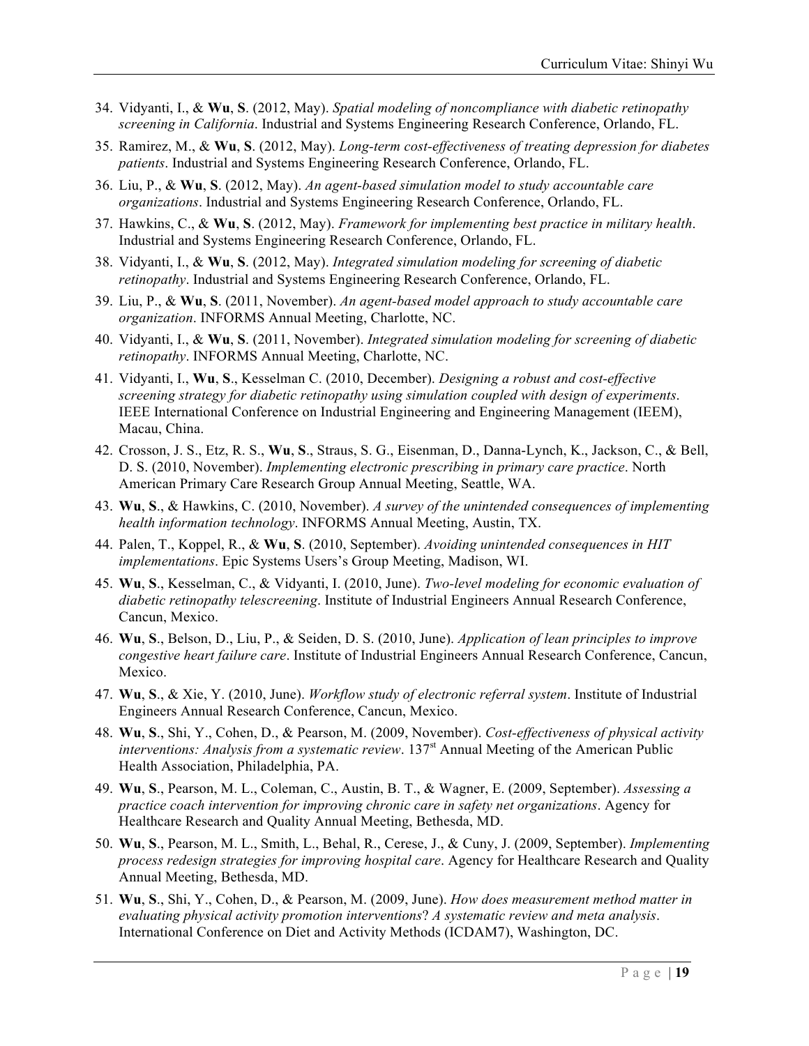34. Vidyanti, I., & **Wu**, **S**. (2012, May). *Spatial modeling of noncompliance with diabetic retinopathy screening in California*. Industrial and Systems Engineering Research Conference, Orlando, FL.
35. Ramirez, M., & **Wu**, **S**. (2012, May). *Long-term cost-effectiveness of treating depression for diabetes patients*. Industrial and Systems Engineering Research Conference, Orlando, FL.
36. Liu, P., & **Wu**, **S**. (2012, May). *An agent-based simulation model to study accountable care organizations*. Industrial and Systems Engineering Research Conference, Orlando, FL.
37. Hawkins, C., & **Wu**, **S**. (2012, May). *Framework for implementing best practice in military health*. Industrial and Systems Engineering Research Conference, Orlando, FL.
38. Vidyanti, I., & **Wu**, **S**. (2012, May). *Integrated simulation modeling for screening of diabetic retinopathy*. Industrial and Systems Engineering Research Conference, Orlando, FL.
39. Liu, P., & **Wu**, **S**. (2011, November). *An agent-based model approach to study accountable care organization*. INFORMS Annual Meeting, Charlotte, NC.
40. Vidyanti, I., & **Wu**, **S**. (2011, November). *Integrated simulation modeling for screening of diabetic retinopathy*. INFORMS Annual Meeting, Charlotte, NC.
41. Vidyanti, I., **Wu**, **S**., Kesselman C. (2010, December). *Designing a robust and cost-effective screening strategy for diabetic retinopathy using simulation coupled with design of experiments*. IEEE International Conference on Industrial Engineering and Engineering Management (IEEM), Macau, China.
42. Crosson, J. S., Etz, R. S., **Wu**, **S**., Straus, S. G., Eisenman, D., Danna-Lynch, K., Jackson, C., & Bell, D. S. (2010, November). *Implementing electronic prescribing in primary care practice*. North American Primary Care Research Group Annual Meeting, Seattle, WA.
43. **Wu**, **S**., & Hawkins, C. (2010, November). *A survey of the unintended consequences of implementing health information technology*. INFORMS Annual Meeting, Austin, TX.
44. Palen, T., Koppel, R., & **Wu**, **S**. (2010, September). *Avoiding unintended consequences in HIT implementations*. Epic Systems Users's Group Meeting, Madison, WI.
45. **Wu**, **S**., Kesselman, C., & Vidyanti, I. (2010, June). *Two-level modeling for economic evaluation of diabetic retinopathy telescreening*. Institute of Industrial Engineers Annual Research Conference, Cancun, Mexico.
46. **Wu**, **S**., Belson, D., Liu, P., & Seiden, D. S. (2010, June). *Application of lean principles to improve congestive heart failure care*. Institute of Industrial Engineers Annual Research Conference, Cancun, Mexico.
47. **Wu**, **S**., & Xie, Y. (2010, June). *Workflow study of electronic referral system*. Institute of Industrial Engineers Annual Research Conference, Cancun, Mexico.
48. **Wu**, **S**., Shi, Y., Cohen, D., & Pearson, M. (2009, November). *Cost-effectiveness of physical activity interventions: Analysis from a systematic review*. 137st Annual Meeting of the American Public Health Association, Philadelphia, PA.
49. **Wu**, **S**., Pearson, M. L., Coleman, C., Austin, B. T., & Wagner, E. (2009, September). *Assessing a practice coach intervention for improving chronic care in safety net organizations*. Agency for Healthcare Research and Quality Annual Meeting, Bethesda, MD.
50. **Wu**, **S**., Pearson, M. L., Smith, L., Behal, R., Cerese, J., & Cuny, J. (2009, September). *Implementing process redesign strategies for improving hospital care*. Agency for Healthcare Research and Quality Annual Meeting, Bethesda, MD.
51. **Wu**, **S**., Shi, Y., Cohen, D., & Pearson, M. (2009, June). *How does measurement method matter in evaluating physical activity promotion interventions*? *A systematic review and meta analysis*. International Conference on Diet and Activity Methods (ICDAM7), Washington, DC.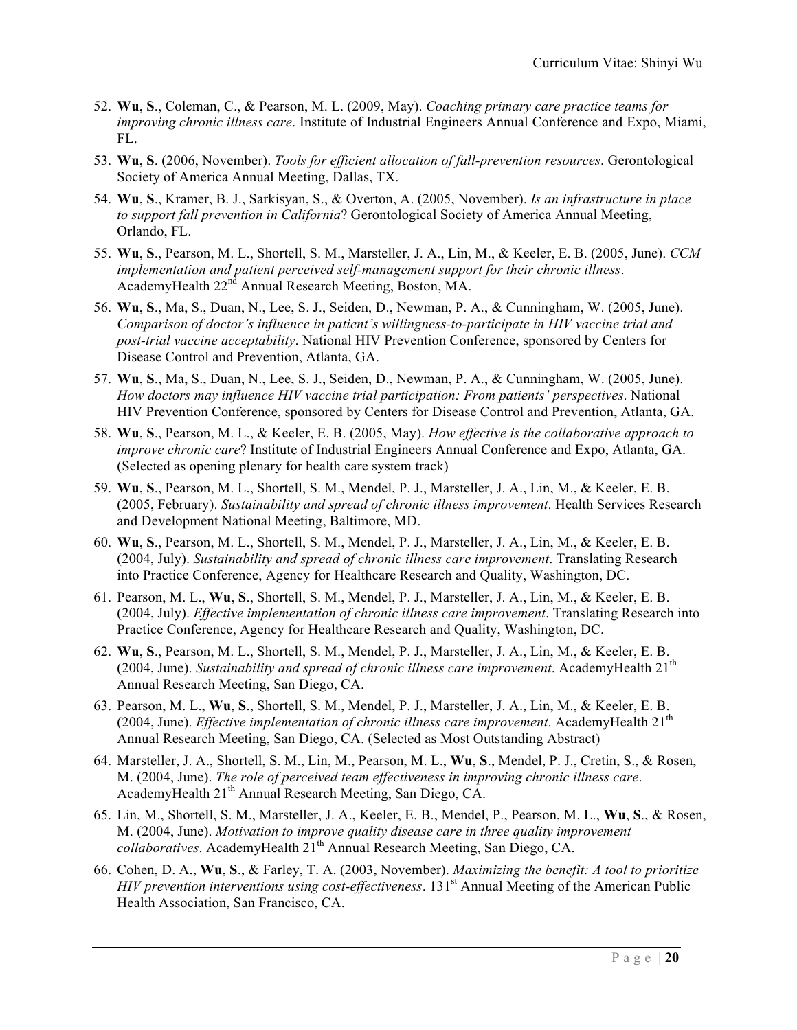52. **Wu**, **S**., Coleman, C., & Pearson, M. L. (2009, May). *Coaching primary care practice teams for improving chronic illness care*. Institute of Industrial Engineers Annual Conference and Expo, Miami, FL.

53. **Wu**, **S**. (2006, November). *Tools for efficient allocation of fall-prevention resources*. Gerontological Society of America Annual Meeting, Dallas, TX.

54. **Wu**, **S**., Kramer, B. J., Sarkisyan, S., & Overton, A. (2005, November). *Is an infrastructure in place to support fall prevention in California*? Gerontological Society of America Annual Meeting, Orlando, FL.

55. **Wu**, **S**., Pearson, M. L., Shortell, S. M., Marsteller, J. A., Lin, M., & Keeler, E. B. (2005, June). *CCM implementation and patient perceived self-management support for their chronic illness*. AcademyHealth 22nd Annual Research Meeting, Boston, MA.

56. **Wu**, **S**., Ma, S., Duan, N., Lee, S. J., Seiden, D., Newman, P. A., & Cunningham, W. (2005, June). *Comparison of doctor's influence in patient's willingness-to-participate in HIV vaccine trial and post-trial vaccine acceptability*. National HIV Prevention Conference, sponsored by Centers for Disease Control and Prevention, Atlanta, GA.

57. **Wu**, **S**., Ma, S., Duan, N., Lee, S. J., Seiden, D., Newman, P. A., & Cunningham, W. (2005, June). *How doctors may influence HIV vaccine trial participation: From patients' perspectives*. National HIV Prevention Conference, sponsored by Centers for Disease Control and Prevention, Atlanta, GA.

58. **Wu**, **S**., Pearson, M. L., & Keeler, E. B. (2005, May). *How effective is the collaborative approach to improve chronic care*? Institute of Industrial Engineers Annual Conference and Expo, Atlanta, GA. (Selected as opening plenary for health care system track)

59. **Wu**, **S**., Pearson, M. L., Shortell, S. M., Mendel, P. J., Marsteller, J. A., Lin, M., & Keeler, E. B. (2005, February). *Sustainability and spread of chronic illness improvement*. Health Services Research and Development National Meeting, Baltimore, MD.

60. **Wu**, **S**., Pearson, M. L., Shortell, S. M., Mendel, P. J., Marsteller, J. A., Lin, M., & Keeler, E. B. (2004, July). *Sustainability and spread of chronic illness care improvement*. Translating Research into Practice Conference, Agency for Healthcare Research and Quality, Washington, DC.

61. Pearson, M. L., **Wu**, **S**., Shortell, S. M., Mendel, P. J., Marsteller, J. A., Lin, M., & Keeler, E. B. (2004, July). *Effective implementation of chronic illness care improvement*. Translating Research into Practice Conference, Agency for Healthcare Research and Quality, Washington, DC.

62. **Wu**, **S**., Pearson, M. L., Shortell, S. M., Mendel, P. J., Marsteller, J. A., Lin, M., & Keeler, E. B. (2004, June). *Sustainability and spread of chronic illness care improvement*. AcademyHealth 21th Annual Research Meeting, San Diego, CA.

63. Pearson, M. L., **Wu**, **S**., Shortell, S. M., Mendel, P. J., Marsteller, J. A., Lin, M., & Keeler, E. B. (2004, June). *Effective implementation of chronic illness care improvement*. AcademyHealth 21th Annual Research Meeting, San Diego, CA. (Selected as Most Outstanding Abstract)

64. Marsteller, J. A., Shortell, S. M., Lin, M., Pearson, M. L., **Wu**, **S**., Mendel, P. J., Cretin, S., & Rosen, M. (2004, June). *The role of perceived team effectiveness in improving chronic illness care*. AcademyHealth 21th Annual Research Meeting, San Diego, CA.

65. Lin, M., Shortell, S. M., Marsteller, J. A., Keeler, E. B., Mendel, P., Pearson, M. L., **Wu**, **S**., & Rosen, M. (2004, June). *Motivation to improve quality disease care in three quality improvement collaboratives*. AcademyHealth 21th Annual Research Meeting, San Diego, CA.

66. Cohen, D. A., **Wu**, **S**., & Farley, T. A. (2003, November). *Maximizing the benefit: A tool to prioritize HIV prevention interventions using cost-effectiveness*. 131st Annual Meeting of the American Public Health Association, San Francisco, CA.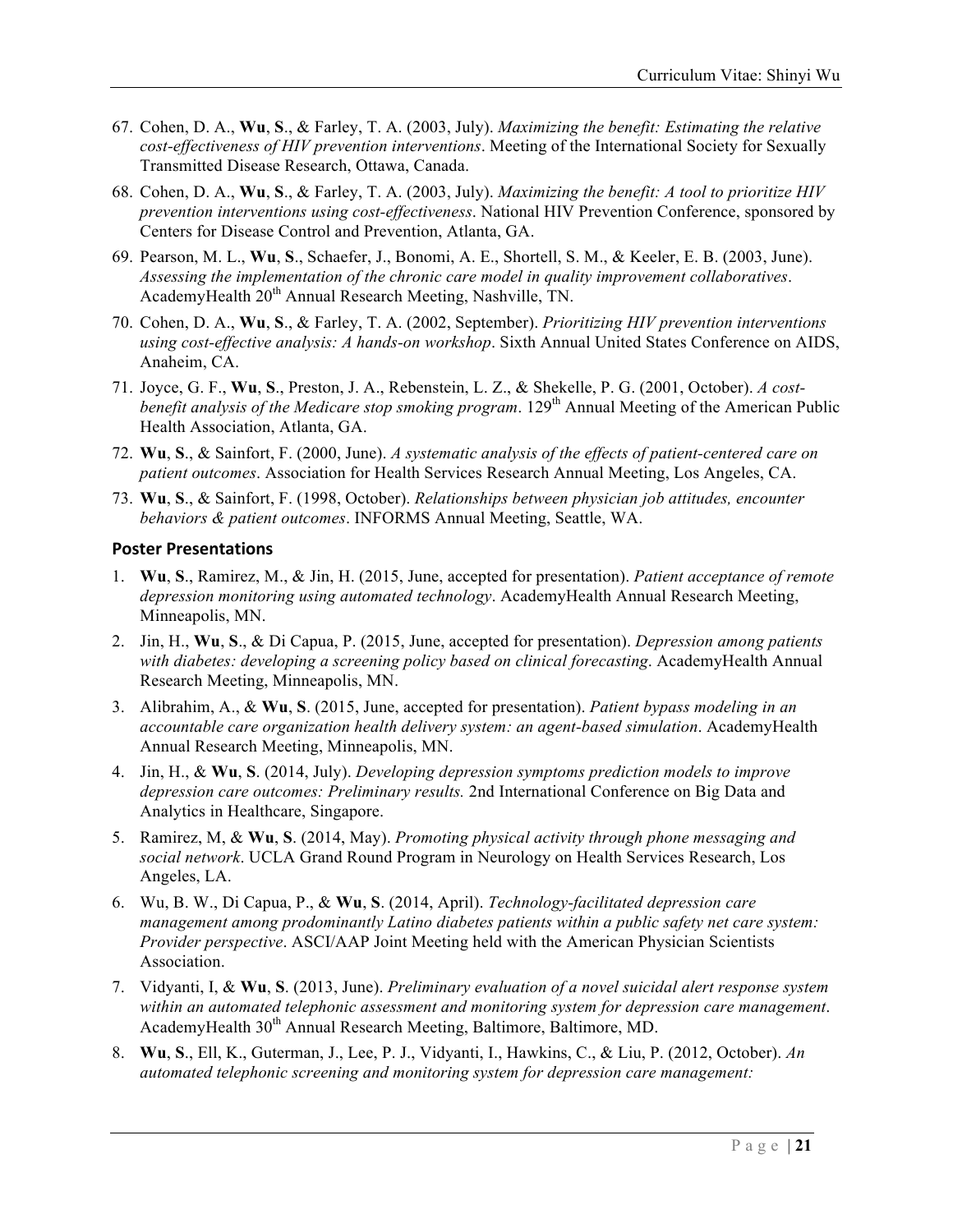67. Cohen, D. A., **Wu**, **S**., & Farley, T. A. (2003, July). *Maximizing the benefit: Estimating the relative cost-effectiveness of HIV prevention interventions*. Meeting of the International Society for Sexually Transmitted Disease Research, Ottawa, Canada.
68. Cohen, D. A., **Wu**, **S**., & Farley, T. A. (2003, July). *Maximizing the benefit: A tool to prioritize HIV prevention interventions using cost-effectiveness*. National HIV Prevention Conference, sponsored by Centers for Disease Control and Prevention, Atlanta, GA.
69. Pearson, M. L., **Wu**, **S**., Schaefer, J., Bonomi, A. E., Shortell, S. M., & Keeler, E. B. (2003, June). *Assessing the implementation of the chronic care model in quality improvement collaboratives*. AcademyHealth 20th Annual Research Meeting, Nashville, TN.
70. Cohen, D. A., **Wu**, **S**., & Farley, T. A. (2002, September). *Prioritizing HIV prevention interventions using cost-effective analysis: A hands-on workshop*. Sixth Annual United States Conference on AIDS, Anaheim, CA.
71. Joyce, G. F., **Wu**, **S**., Preston, J. A., Rebenstein, L. Z., & Shekelle, P. G. (2001, October). *A cost-benefit analysis of the Medicare stop smoking program*. 129th Annual Meeting of the American Public Health Association, Atlanta, GA.
72. **Wu**, **S**., & Sainfort, F. (2000, June). *A systematic analysis of the effects of patient-centered care on patient outcomes*. Association for Health Services Research Annual Meeting, Los Angeles, CA.
73. **Wu**, **S**., & Sainfort, F. (1998, October). *Relationships between physician job attitudes, encounter behaviors & patient outcomes*. INFORMS Annual Meeting, Seattle, WA.

### Poster Presentations

1. **Wu**, **S**., Ramirez, M., & Jin, H. (2015, June, accepted for presentation). *Patient acceptance of remote depression monitoring using automated technology*. AcademyHealth Annual Research Meeting, Minneapolis, MN.
2. Jin, H., **Wu**, **S**., & Di Capua, P. (2015, June, accepted for presentation). *Depression among patients with diabetes: developing a screening policy based on clinical forecasting*. AcademyHealth Annual Research Meeting, Minneapolis, MN.
3. Alibrahim, A., & **Wu**, **S**. (2015, June, accepted for presentation). *Patient bypass modeling in an accountable care organization health delivery system: an agent-based simulation*. AcademyHealth Annual Research Meeting, Minneapolis, MN.
4. Jin, H., & **Wu**, **S**. (2014, July). *Developing depression symptoms prediction models to improve depression care outcomes: Preliminary results.* 2nd International Conference on Big Data and Analytics in Healthcare, Singapore.
5. Ramirez, M, & **Wu**, **S**. (2014, May). *Promoting physical activity through phone messaging and social network*. UCLA Grand Round Program in Neurology on Health Services Research, Los Angeles, LA.
6. Wu, B. W., Di Capua, P., & **Wu**, **S**. (2014, April). *Technology-facilitated depression care management among prodominantly Latino diabetes patients within a public safety net care system: Provider perspective*. ASCI/AAP Joint Meeting held with the American Physician Scientists Association.
7. Vidyanti, I, & **Wu**, **S**. (2013, June). *Preliminary evaluation of a novel suicidal alert response system within an automated telephonic assessment and monitoring system for depression care management*. AcademyHealth 30th Annual Research Meeting, Baltimore, Baltimore, MD.
8. **Wu**, **S**., Ell, K., Guterman, J., Lee, P. J., Vidyanti, I., Hawkins, C., & Liu, P. (2012, October). *An automated telephonic screening and monitoring system for depression care management:*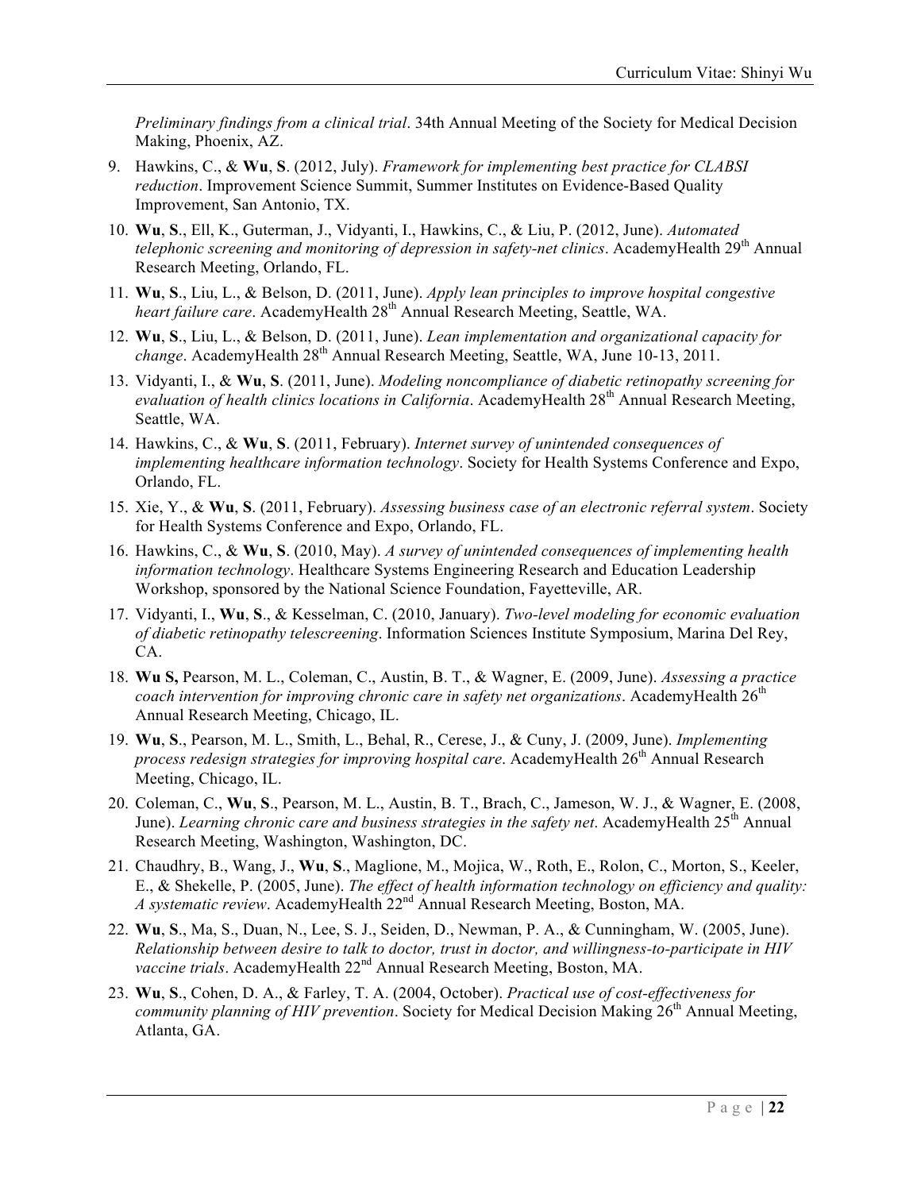*Preliminary findings from a clinical trial*. 34th Annual Meeting of the Society for Medical Decision Making, Phoenix, AZ.

9. Hawkins, C., & **Wu**, **S**. (2012, July). *Framework for implementing best practice for CLABSI reduction*. Improvement Science Summit, Summer Institutes on Evidence-Based Quality Improvement, San Antonio, TX.
10. **Wu**, **S**., Ell, K., Guterman, J., Vidyanti, I., Hawkins, C., & Liu, P. (2012, June). *Automated telephonic screening and monitoring of depression in safety-net clinics*. AcademyHealth 29th Annual Research Meeting, Orlando, FL.
11. **Wu**, **S**., Liu, L., & Belson, D. (2011, June). *Apply lean principles to improve hospital congestive heart failure care*. AcademyHealth 28th Annual Research Meeting, Seattle, WA.
12. **Wu**, **S**., Liu, L., & Belson, D. (2011, June). *Lean implementation and organizational capacity for change*. AcademyHealth 28th Annual Research Meeting, Seattle, WA, June 10-13, 2011.
13. Vidyanti, I., & **Wu**, **S**. (2011, June). *Modeling noncompliance of diabetic retinopathy screening for evaluation of health clinics locations in California*. AcademyHealth 28th Annual Research Meeting, Seattle, WA.
14. Hawkins, C., & **Wu**, **S**. (2011, February). *Internet survey of unintended consequences of implementing healthcare information technology*. Society for Health Systems Conference and Expo, Orlando, FL.
15. Xie, Y., & **Wu**, **S**. (2011, February). *Assessing business case of an electronic referral system*. Society for Health Systems Conference and Expo, Orlando, FL.
16. Hawkins, C., & **Wu**, **S**. (2010, May). *A survey of unintended consequences of implementing health information technology*. Healthcare Systems Engineering Research and Education Leadership Workshop, sponsored by the National Science Foundation, Fayetteville, AR.
17. Vidyanti, I., **Wu**, **S**., & Kesselman, C. (2010, January). *Two-level modeling for economic evaluation of diabetic retinopathy telescreening*. Information Sciences Institute Symposium, Marina Del Rey, CA.
18. **Wu S,** Pearson, M. L., Coleman, C., Austin, B. T., & Wagner, E. (2009, June). *Assessing a practice coach intervention for improving chronic care in safety net organizations*. AcademyHealth 26th Annual Research Meeting, Chicago, IL.
19. **Wu**, **S**., Pearson, M. L., Smith, L., Behal, R., Cerese, J., & Cuny, J. (2009, June). *Implementing process redesign strategies for improving hospital care*. AcademyHealth 26th Annual Research Meeting, Chicago, IL.
20. Coleman, C., **Wu**, **S**., Pearson, M. L., Austin, B. T., Brach, C., Jameson, W. J., & Wagner, E. (2008, June). *Learning chronic care and business strategies in the safety net*. AcademyHealth 25th Annual Research Meeting, Washington, Washington, DC.
21. Chaudhry, B., Wang, J., **Wu**, **S**., Maglione, M., Mojica, W., Roth, E., Rolon, C., Morton, S., Keeler, E., & Shekelle, P. (2005, June). *The effect of health information technology on efficiency and quality: A systematic review*. AcademyHealth 22nd Annual Research Meeting, Boston, MA.
22. **Wu**, **S**., Ma, S., Duan, N., Lee, S. J., Seiden, D., Newman, P. A., & Cunningham, W. (2005, June). *Relationship between desire to talk to doctor, trust in doctor, and willingness-to-participate in HIV vaccine trials*. AcademyHealth 22nd Annual Research Meeting, Boston, MA.
23. **Wu**, **S**., Cohen, D. A., & Farley, T. A. (2004, October). *Practical use of cost-effectiveness for community planning of HIV prevention*. Society for Medical Decision Making 26th Annual Meeting, Atlanta, GA.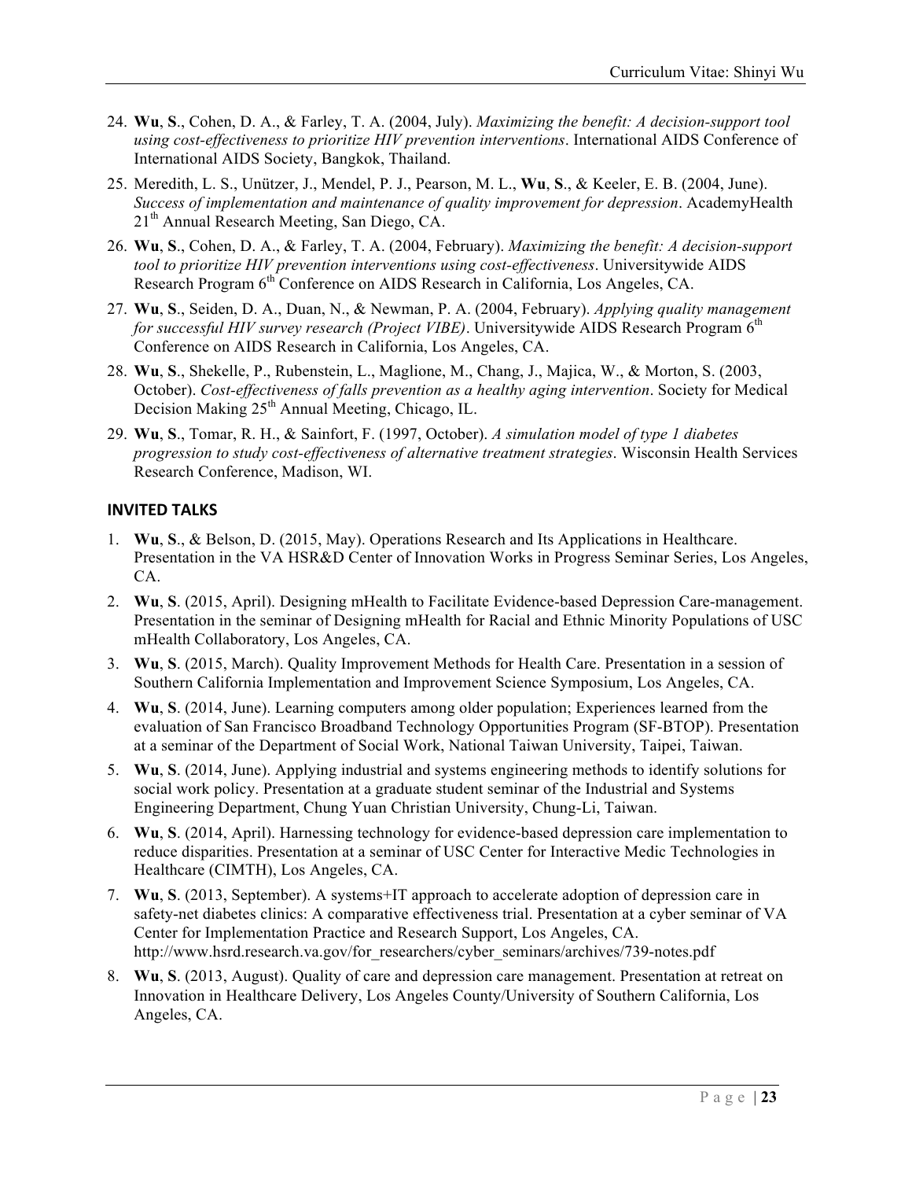24. **Wu**, **S**., Cohen, D. A., & Farley, T. A. (2004, July). *Maximizing the benefit: A decision-support tool using cost-effectiveness to prioritize HIV prevention interventions*. International AIDS Conference of International AIDS Society, Bangkok, Thailand.
25. Meredith, L. S., Unützer, J., Mendel, P. J., Pearson, M. L., **Wu**, **S**., & Keeler, E. B. (2004, June). *Success of implementation and maintenance of quality improvement for depression*. AcademyHealth 21th Annual Research Meeting, San Diego, CA.
26. **Wu**, **S**., Cohen, D. A., & Farley, T. A. (2004, February). *Maximizing the benefit: A decision-support tool to prioritize HIV prevention interventions using cost-effectiveness*. Universitywide AIDS Research Program 6th Conference on AIDS Research in California, Los Angeles, CA.
27. **Wu**, **S**., Seiden, D. A., Duan, N., & Newman, P. A. (2004, February). *Applying quality management for successful HIV survey research (Project VIBE)*. Universitywide AIDS Research Program 6th Conference on AIDS Research in California, Los Angeles, CA.
28. **Wu**, **S**., Shekelle, P., Rubenstein, L., Maglione, M., Chang, J., Majica, W., & Morton, S. (2003, October). *Cost-effectiveness of falls prevention as a healthy aging intervention*. Society for Medical Decision Making 25th Annual Meeting, Chicago, IL.
29. **Wu**, **S**., Tomar, R. H., & Sainfort, F. (1997, October). *A simulation model of type 1 diabetes progression to study cost-effectiveness of alternative treatment strategies*. Wisconsin Health Services Research Conference, Madison, WI.

## INVITED TALKS

1. **Wu**, **S**., & Belson, D. (2015, May). Operations Research and Its Applications in Healthcare. Presentation in the VA HSR&D Center of Innovation Works in Progress Seminar Series, Los Angeles, CA.
2. **Wu**, **S**. (2015, April). Designing mHealth to Facilitate Evidence-based Depression Care-management. Presentation in the seminar of Designing mHealth for Racial and Ethnic Minority Populations of USC mHealth Collaboratory, Los Angeles, CA.
3. **Wu**, **S**. (2015, March). Quality Improvement Methods for Health Care. Presentation in a session of Southern California Implementation and Improvement Science Symposium, Los Angeles, CA.
4. **Wu**, **S**. (2014, June). Learning computers among older population; Experiences learned from the evaluation of San Francisco Broadband Technology Opportunities Program (SF-BTOP). Presentation at a seminar of the Department of Social Work, National Taiwan University, Taipei, Taiwan.
5. **Wu**, **S**. (2014, June). Applying industrial and systems engineering methods to identify solutions for social work policy. Presentation at a graduate student seminar of the Industrial and Systems Engineering Department, Chung Yuan Christian University, Chung-Li, Taiwan.
6. **Wu**, **S**. (2014, April). Harnessing technology for evidence-based depression care implementation to reduce disparities. Presentation at a seminar of USC Center for Interactive Medic Technologies in Healthcare (CIMTH), Los Angeles, CA.
7. **Wu**, **S**. (2013, September). A systems+IT approach to accelerate adoption of depression care in safety-net diabetes clinics: A comparative effectiveness trial. Presentation at a cyber seminar of VA Center for Implementation Practice and Research Support, Los Angeles, CA. http://www.hsrd.research.va.gov/for_researchers/cyber_seminars/archives/739-notes.pdf
8. **Wu**, **S**. (2013, August). Quality of care and depression care management. Presentation at retreat on Innovation in Healthcare Delivery, Los Angeles County/University of Southern California, Los Angeles, CA.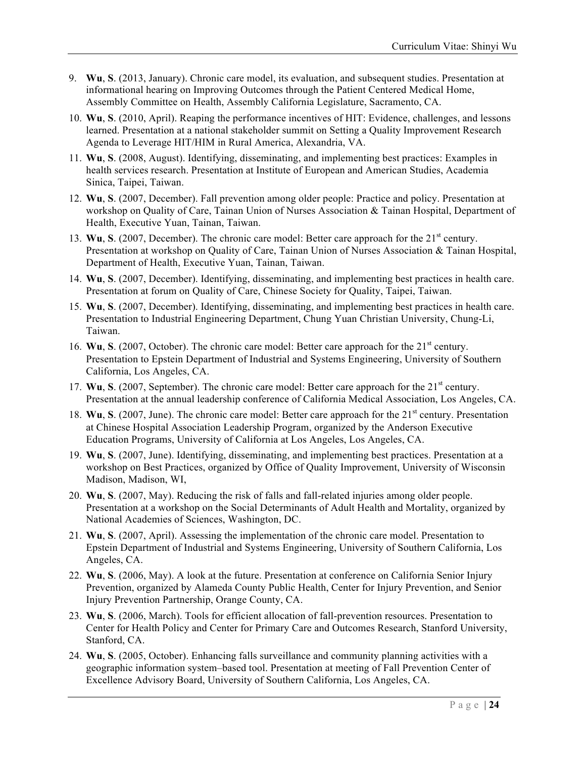9. **Wu**, **S**. (2013, January). Chronic care model, its evaluation, and subsequent studies. Presentation at informational hearing on Improving Outcomes through the Patient Centered Medical Home, Assembly Committee on Health, Assembly California Legislature, Sacramento, CA.
10. **Wu**, **S**. (2010, April). Reaping the performance incentives of HIT: Evidence, challenges, and lessons learned. Presentation at a national stakeholder summit on Setting a Quality Improvement Research Agenda to Leverage HIT/HIM in Rural America, Alexandria, VA.
11. **Wu**, **S**. (2008, August). Identifying, disseminating, and implementing best practices: Examples in health services research. Presentation at Institute of European and American Studies, Academia Sinica, Taipei, Taiwan.
12. **Wu**, **S**. (2007, December). Fall prevention among older people: Practice and policy. Presentation at workshop on Quality of Care, Tainan Union of Nurses Association & Tainan Hospital, Department of Health, Executive Yuan, Tainan, Taiwan.
13. **Wu**, **S**. (2007, December). The chronic care model: Better care approach for the 21st century. Presentation at workshop on Quality of Care, Tainan Union of Nurses Association & Tainan Hospital, Department of Health, Executive Yuan, Tainan, Taiwan.
14. **Wu**, **S**. (2007, December). Identifying, disseminating, and implementing best practices in health care. Presentation at forum on Quality of Care, Chinese Society for Quality, Taipei, Taiwan.
15. **Wu**, **S**. (2007, December). Identifying, disseminating, and implementing best practices in health care. Presentation to Industrial Engineering Department, Chung Yuan Christian University, Chung-Li, Taiwan.
16. **Wu**, **S**. (2007, October). The chronic care model: Better care approach for the 21st century. Presentation to Epstein Department of Industrial and Systems Engineering, University of Southern California, Los Angeles, CA.
17. **Wu**, **S**. (2007, September). The chronic care model: Better care approach for the 21st century. Presentation at the annual leadership conference of California Medical Association, Los Angeles, CA.
18. **Wu**, **S**. (2007, June). The chronic care model: Better care approach for the 21st century. Presentation at Chinese Hospital Association Leadership Program, organized by the Anderson Executive Education Programs, University of California at Los Angeles, Los Angeles, CA.
19. **Wu**, **S**. (2007, June). Identifying, disseminating, and implementing best practices. Presentation at a workshop on Best Practices, organized by Office of Quality Improvement, University of Wisconsin Madison, Madison, WI,
20. **Wu**, **S**. (2007, May). Reducing the risk of falls and fall-related injuries among older people. Presentation at a workshop on the Social Determinants of Adult Health and Mortality, organized by National Academies of Sciences, Washington, DC.
21. **Wu**, **S**. (2007, April). Assessing the implementation of the chronic care model. Presentation to Epstein Department of Industrial and Systems Engineering, University of Southern California, Los Angeles, CA.
22. **Wu**, **S**. (2006, May). A look at the future. Presentation at conference on California Senior Injury Prevention, organized by Alameda County Public Health, Center for Injury Prevention, and Senior Injury Prevention Partnership, Orange County, CA.
23. **Wu**, **S**. (2006, March). Tools for efficient allocation of fall-prevention resources. Presentation to Center for Health Policy and Center for Primary Care and Outcomes Research, Stanford University, Stanford, CA.
24. **Wu**, **S**. (2005, October). Enhancing falls surveillance and community planning activities with a geographic information system–based tool. Presentation at meeting of Fall Prevention Center of Excellence Advisory Board, University of Southern California, Los Angeles, CA.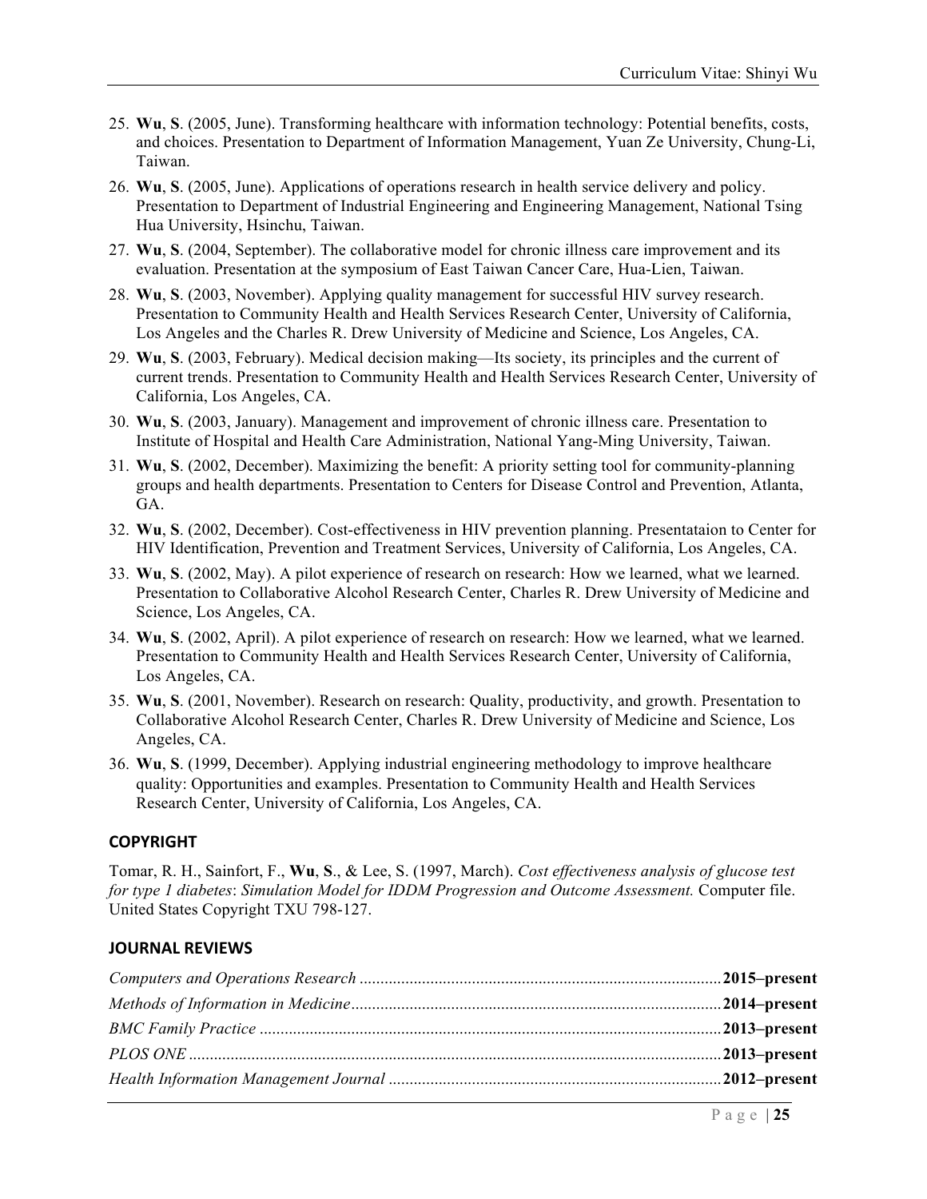25. **Wu**, **S**. (2005, June). Transforming healthcare with information technology: Potential benefits, costs, and choices. Presentation to Department of Information Management, Yuan Ze University, Chung-Li, Taiwan.
26. **Wu**, **S**. (2005, June). Applications of operations research in health service delivery and policy. Presentation to Department of Industrial Engineering and Engineering Management, National Tsing Hua University, Hsinchu, Taiwan.
27. **Wu**, **S**. (2004, September). The collaborative model for chronic illness care improvement and its evaluation. Presentation at the symposium of East Taiwan Cancer Care, Hua-Lien, Taiwan.
28. **Wu**, **S**. (2003, November). Applying quality management for successful HIV survey research. Presentation to Community Health and Health Services Research Center, University of California, Los Angeles and the Charles R. Drew University of Medicine and Science, Los Angeles, CA.
29. **Wu**, **S**. (2003, February). Medical decision making—Its society, its principles and the current of current trends. Presentation to Community Health and Health Services Research Center, University of California, Los Angeles, CA.
30. **Wu**, **S**. (2003, January). Management and improvement of chronic illness care. Presentation to Institute of Hospital and Health Care Administration, National Yang-Ming University, Taiwan.
31. **Wu**, **S**. (2002, December). Maximizing the benefit: A priority setting tool for community-planning groups and health departments. Presentation to Centers for Disease Control and Prevention, Atlanta, GA.
32. **Wu**, **S**. (2002, December). Cost-effectiveness in HIV prevention planning. Presentataion to Center for HIV Identification, Prevention and Treatment Services, University of California, Los Angeles, CA.
33. **Wu**, **S**. (2002, May). A pilot experience of research on research: How we learned, what we learned. Presentation to Collaborative Alcohol Research Center, Charles R. Drew University of Medicine and Science, Los Angeles, CA.
34. **Wu**, **S**. (2002, April). A pilot experience of research on research: How we learned, what we learned. Presentation to Community Health and Health Services Research Center, University of California, Los Angeles, CA.
35. **Wu**, **S**. (2001, November). Research on research: Quality, productivity, and growth. Presentation to Collaborative Alcohol Research Center, Charles R. Drew University of Medicine and Science, Los Angeles, CA.
36. **Wu**, **S**. (1999, December). Applying industrial engineering methodology to improve healthcare quality: Opportunities and examples. Presentation to Community Health and Health Services Research Center, University of California, Los Angeles, CA.

## COPYRIGHT

Tomar, R. H., Sainfort, F., **Wu**, **S**., & Lee, S. (1997, March). *Cost effectiveness analysis of glucose test for type 1 diabetes*: *Simulation Model for IDDM Progression and Outcome Assessment.* Computer file. United States Copyright TXU 798-127.

## JOURNAL REVIEWS

*Computers and Operations Research* ...................................................................................... **2015–present**
*Methods of Information in Medicine* ........................................................................................ **2014–present**
*BMC Family Practice* ............................................................................................................. **2013–present**
*PLOS ONE* .............................................................................................................................. **2013–present**
*Health Information Management Journal* ............................................................................... **2012–present**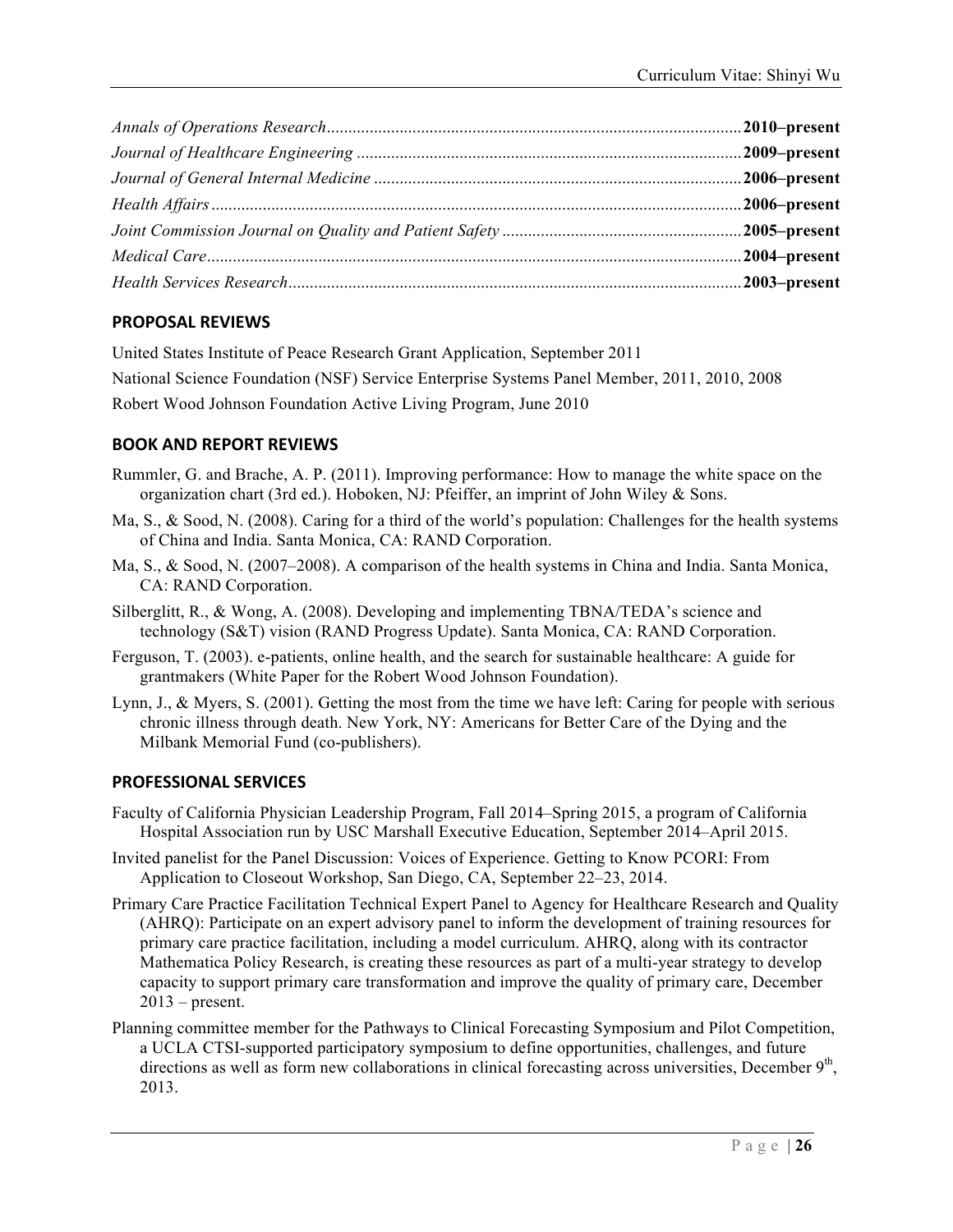*Annals of Operations Research* ................................................................................................ **2010–present**
*Journal of Healthcare Engineering* ......................................................................................... **2009–present**
*Journal of General Internal Medicine* ..................................................................................... **2006–present**
*Health Affairs* ........................................................................................................................... **2006–present**
*Joint Commission Journal on Quality and Patient Safety* ........................................................ **2005–present**
*Medical Care* ............................................................................................................................ **2004–present**
*Health Services Research* ......................................................................................................... **2003–present**

## PROPOSAL REVIEWS

United States Institute of Peace Research Grant Application, September 2011

National Science Foundation (NSF) Service Enterprise Systems Panel Member, 2011, 2010, 2008

Robert Wood Johnson Foundation Active Living Program, June 2010

## BOOK AND REPORT REVIEWS

Rummler, G. and Brache, A. P. (2011). Improving performance: How to manage the white space on the organization chart (3rd ed.). Hoboken, NJ: Pfeiffer, an imprint of John Wiley & Sons.

Ma, S., & Sood, N. (2008). Caring for a third of the world's population: Challenges for the health systems of China and India. Santa Monica, CA: RAND Corporation.

Ma, S., & Sood, N. (2007–2008). A comparison of the health systems in China and India. Santa Monica, CA: RAND Corporation.

Silberglitt, R., & Wong, A. (2008). Developing and implementing TBNA/TEDA's science and technology (S&T) vision (RAND Progress Update). Santa Monica, CA: RAND Corporation.

Ferguson, T. (2003). e-patients, online health, and the search for sustainable healthcare: A guide for grantmakers (White Paper for the Robert Wood Johnson Foundation).

Lynn, J., & Myers, S. (2001). Getting the most from the time we have left: Caring for people with serious chronic illness through death. New York, NY: Americans for Better Care of the Dying and the Milbank Memorial Fund (co-publishers).

## PROFESSIONAL SERVICES

Faculty of California Physician Leadership Program, Fall 2014–Spring 2015, a program of California Hospital Association run by USC Marshall Executive Education, September 2014–April 2015.

Invited panelist for the Panel Discussion: Voices of Experience. Getting to Know PCORI: From Application to Closeout Workshop, San Diego, CA, September 22–23, 2014.

Primary Care Practice Facilitation Technical Expert Panel to Agency for Healthcare Research and Quality (AHRQ): Participate on an expert advisory panel to inform the development of training resources for primary care practice facilitation, including a model curriculum. AHRQ, along with its contractor Mathematica Policy Research, is creating these resources as part of a multi-year strategy to develop capacity to support primary care transformation and improve the quality of primary care, December 2013 – present.

Planning committee member for the Pathways to Clinical Forecasting Symposium and Pilot Competition, a UCLA CTSI-supported participatory symposium to define opportunities, challenges, and future directions as well as form new collaborations in clinical forecasting across universities, December 9th, 2013.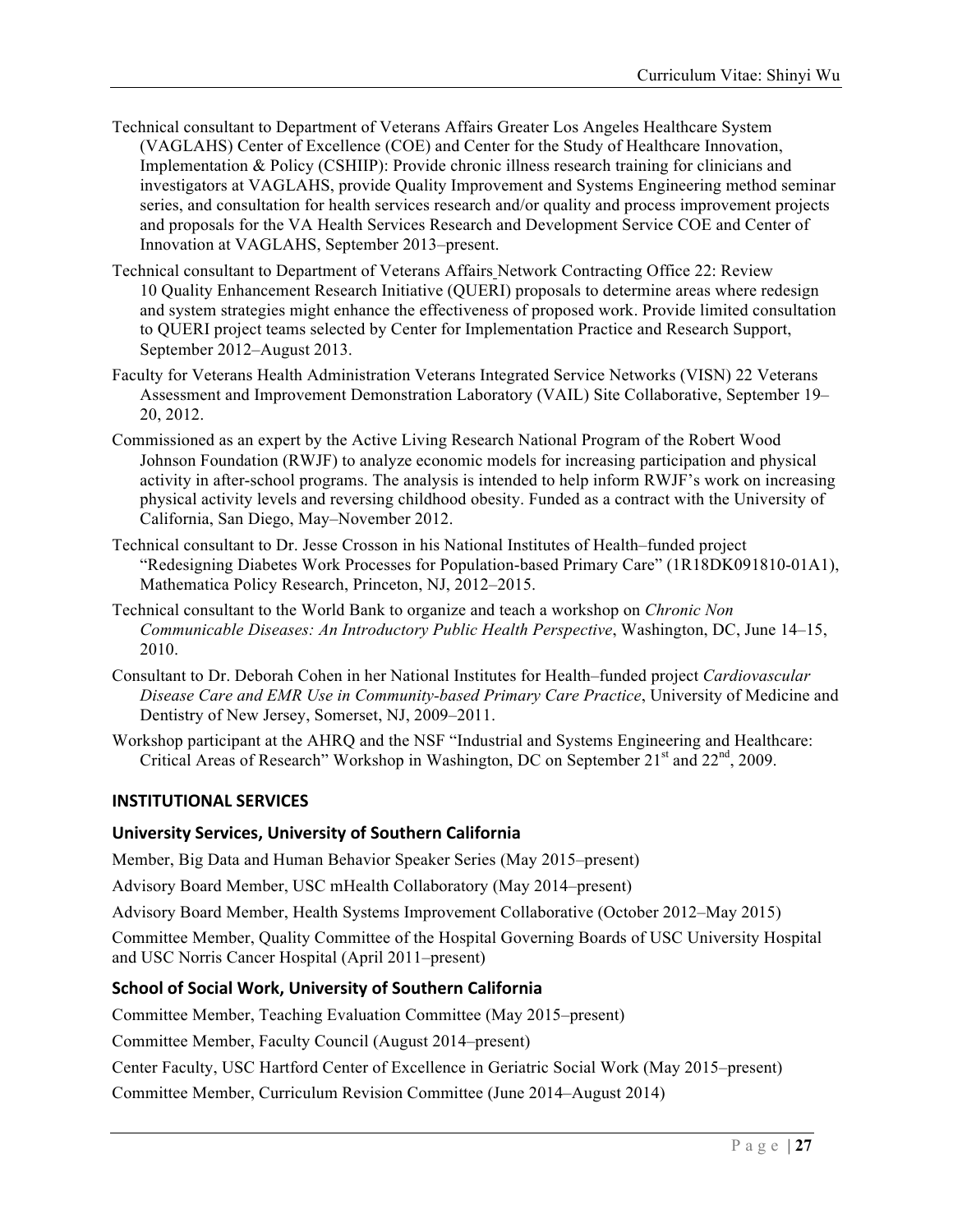Technical consultant to Department of Veterans Affairs Greater Los Angeles Healthcare System (VAGLAHS) Center of Excellence (COE) and Center for the Study of Healthcare Innovation, Implementation & Policy (CSHIIP): Provide chronic illness research training for clinicians and investigators at VAGLAHS, provide Quality Improvement and Systems Engineering method seminar series, and consultation for health services research and/or quality and process improvement projects and proposals for the VA Health Services Research and Development Service COE and Center of Innovation at VAGLAHS, September 2013–present.

Technical consultant to Department of Veterans Affairs Network Contracting Office 22: Review 10 Quality Enhancement Research Initiative (QUERI) proposals to determine areas where redesign and system strategies might enhance the effectiveness of proposed work. Provide limited consultation to QUERI project teams selected by Center for Implementation Practice and Research Support, September 2012–August 2013.

Faculty for Veterans Health Administration Veterans Integrated Service Networks (VISN) 22 Veterans Assessment and Improvement Demonstration Laboratory (VAIL) Site Collaborative, September 19–20, 2012.

Commissioned as an expert by the Active Living Research National Program of the Robert Wood Johnson Foundation (RWJF) to analyze economic models for increasing participation and physical activity in after-school programs. The analysis is intended to help inform RWJF's work on increasing physical activity levels and reversing childhood obesity. Funded as a contract with the University of California, San Diego, May–November 2012.

Technical consultant to Dr. Jesse Crosson in his National Institutes of Health–funded project "Redesigning Diabetes Work Processes for Population-based Primary Care" (1R18DK091810-01A1), Mathematica Policy Research, Princeton, NJ, 2012–2015.

Technical consultant to the World Bank to organize and teach a workshop on *Chronic Non Communicable Diseases: An Introductory Public Health Perspective*, Washington, DC, June 14–15, 2010.

Consultant to Dr. Deborah Cohen in her National Institutes for Health–funded project *Cardiovascular Disease Care and EMR Use in Community-based Primary Care Practice*, University of Medicine and Dentistry of New Jersey, Somerset, NJ, 2009–2011.

Workshop participant at the AHRQ and the NSF "Industrial and Systems Engineering and Healthcare: Critical Areas of Research" Workshop in Washington, DC on September 21st and 22nd, 2009.

## INSTITUTIONAL SERVICES

### University Services, University of Southern California

Member, Big Data and Human Behavior Speaker Series (May 2015–present)

Advisory Board Member, USC mHealth Collaboratory (May 2014–present)

Advisory Board Member, Health Systems Improvement Collaborative (October 2012–May 2015)

Committee Member, Quality Committee of the Hospital Governing Boards of USC University Hospital and USC Norris Cancer Hospital (April 2011–present)

### School of Social Work, University of Southern California

Committee Member, Teaching Evaluation Committee (May 2015–present)

Committee Member, Faculty Council (August 2014–present)

Center Faculty, USC Hartford Center of Excellence in Geriatric Social Work (May 2015–present)

Committee Member, Curriculum Revision Committee (June 2014–August 2014)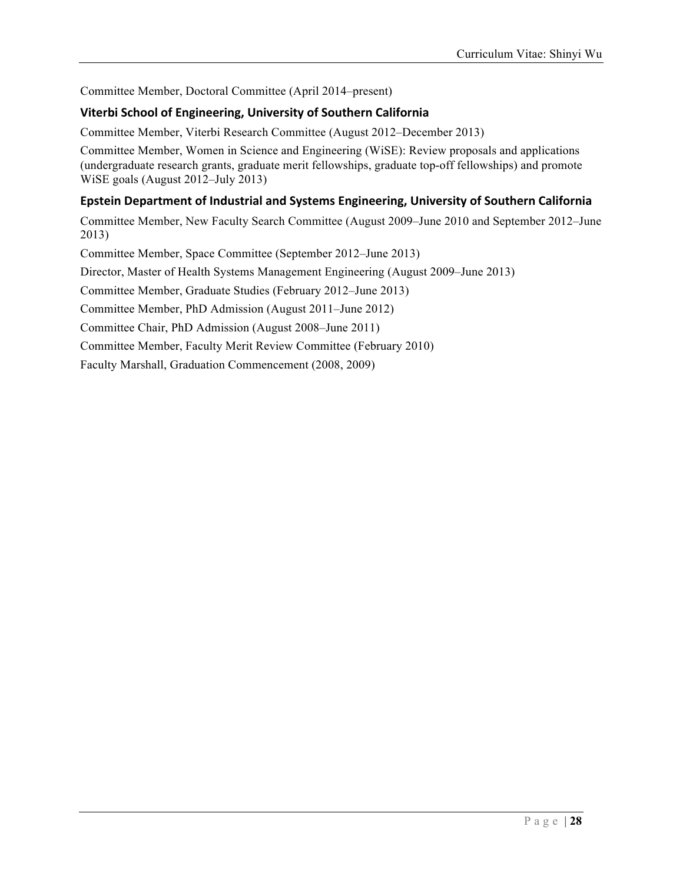Committee Member, Doctoral Committee (April 2014–present)

### Viterbi School of Engineering, University of Southern California

Committee Member, Viterbi Research Committee (August 2012–December 2013)

Committee Member, Women in Science and Engineering (WiSE): Review proposals and applications (undergraduate research grants, graduate merit fellowships, graduate top-off fellowships) and promote WiSE goals (August 2012–July 2013)

### Epstein Department of Industrial and Systems Engineering, University of Southern California

Committee Member, New Faculty Search Committee (August 2009–June 2010 and September 2012–June 2013)

Committee Member, Space Committee (September 2012–June 2013)

Director, Master of Health Systems Management Engineering (August 2009–June 2013)

Committee Member, Graduate Studies (February 2012–June 2013)

Committee Member, PhD Admission (August 2011–June 2012)

Committee Chair, PhD Admission (August 2008–June 2011)

Committee Member, Faculty Merit Review Committee (February 2010)

Faculty Marshall, Graduation Commencement (2008, 2009)